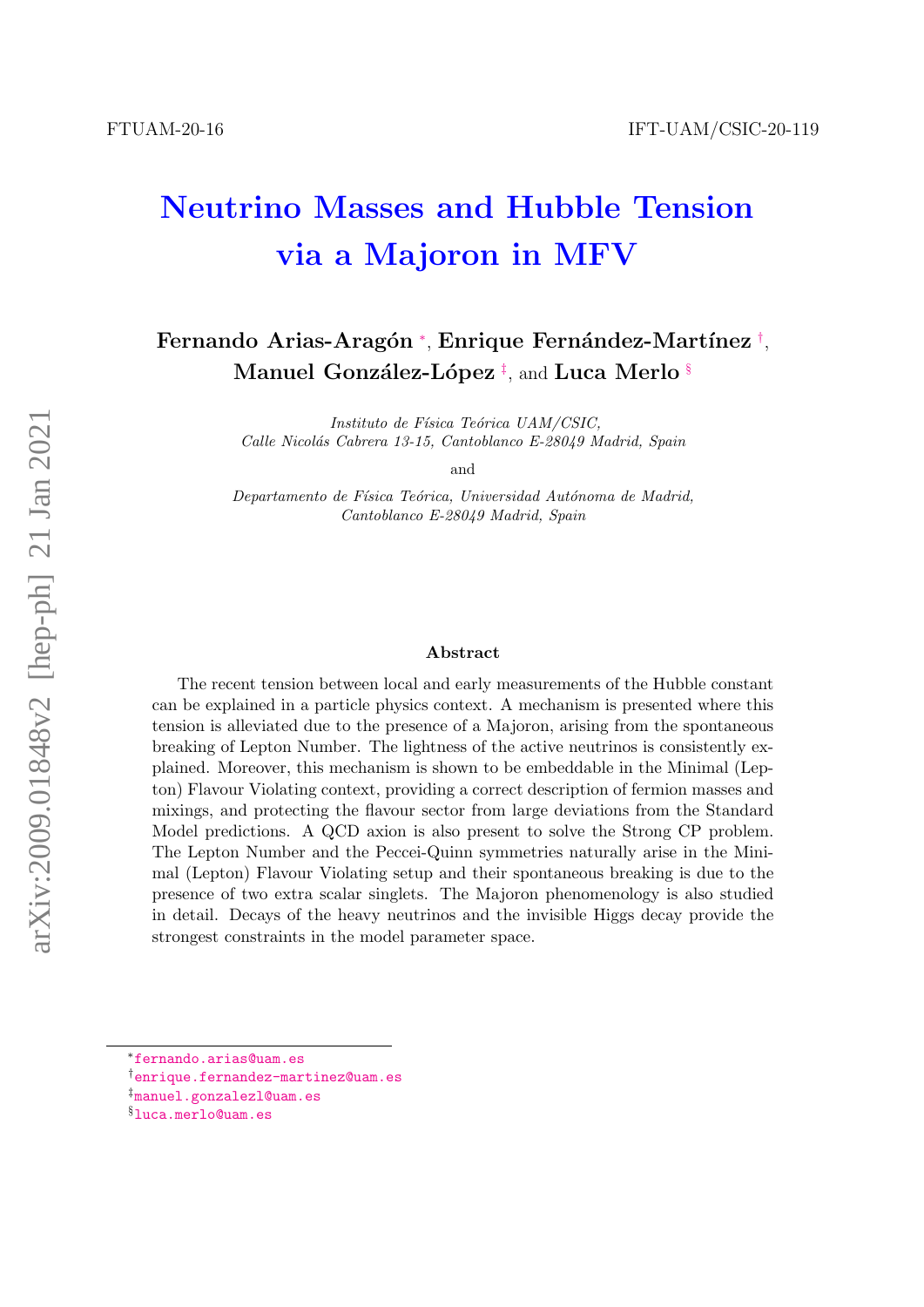FTUAM-20-16 IFT-UAM/CSIC-20-119

# Neutrino Masses and Hubble Tension via a Majoron in MFV

**Fernando Arias-Aragón** [*], **Enrique Fernández-Martínez** [†], **Manuel González-López** [‡], and **Luca Merlo** [§]

*Instituto de Física Teórica UAM/CSIC, Calle Nicolás Cabrera 13-15, Cantoblanco E-28049 Madrid, Spain*

and

*Departamento de Física Teórica, Universidad Autónoma de Madrid, Cantoblanco E-28049 Madrid, Spain*

### Abstract

The recent tension between local and early measurements of the Hubble constant can be explained in a particle physics context. A mechanism is presented where this tension is alleviated due to the presence of a Majoron, arising from the spontaneous breaking of Lepton Number. The lightness of the active neutrinos is consistently explained. Moreover, this mechanism is shown to be embeddable in the Minimal (Lepton) Flavour Violating context, providing a correct description of fermion masses and mixings, and protecting the flavour sector from large deviations from the Standard Model predictions. A QCD axion is also present to solve the Strong CP problem. The Lepton Number and the Peccei-Quinn symmetries naturally arise in the Minimal (Lepton) Flavour Violating setup and their spontaneous breaking is due to the presence of two extra scalar singlets. The Majoron phenomenology is also studied in detail. Decays of the heavy neutrinos and the invisible Higgs decay provide the strongest constraints in the model parameter space.

---

[*] fernando.arias@uam.es
[†] enrique.fernandez-martinez@uam.es
[‡] manuel.gonzalezl@uam.es
[§] luca.merlo@uam.es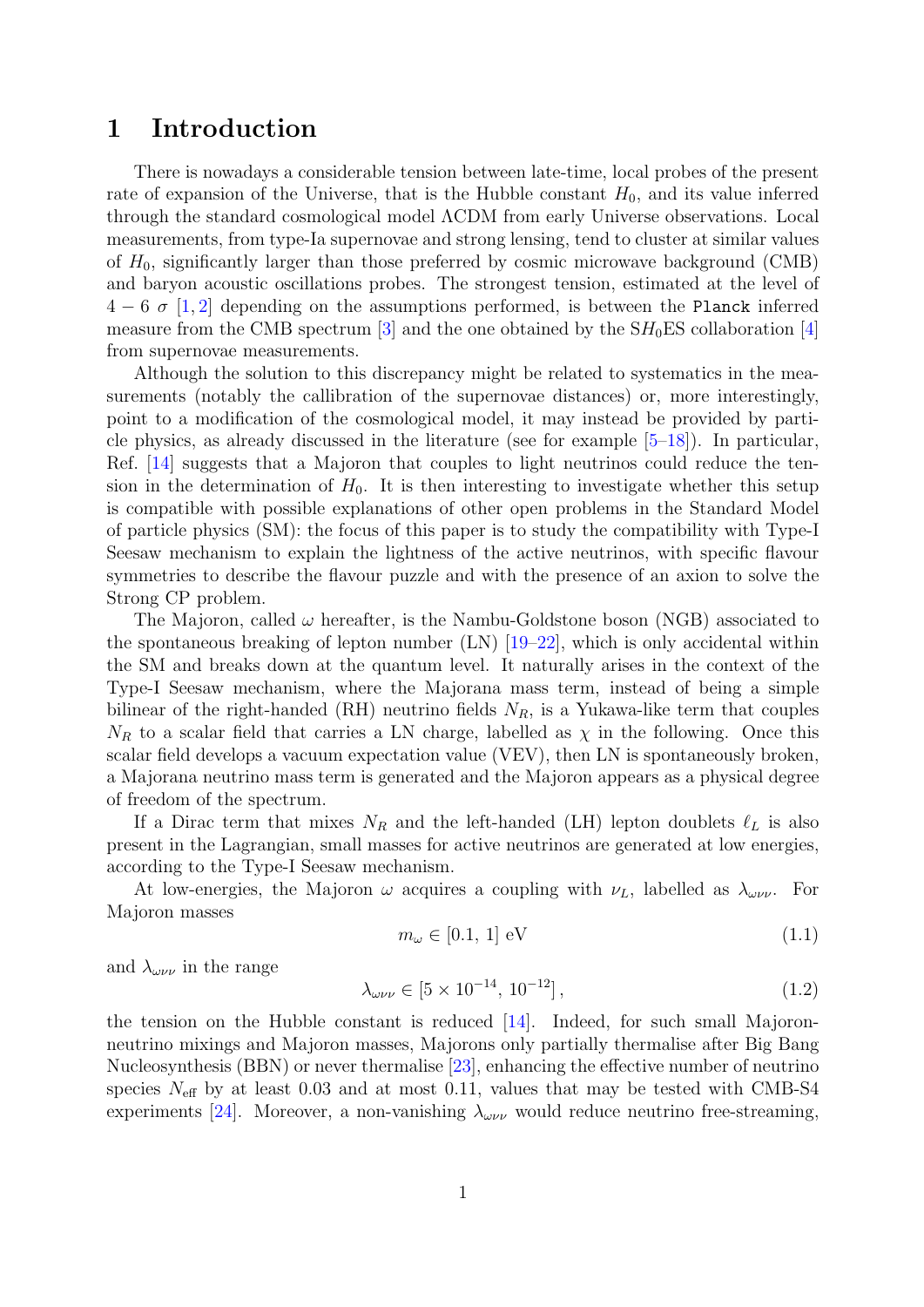# 1 Introduction

There is nowadays a considerable tension between late-time, local probes of the present rate of expansion of the Universe, that is the Hubble constant $H_0$, and its value inferred through the standard cosmological model ΛCDM from early Universe observations. Local measurements, from type-Ia supernovae and strong lensing, tend to cluster at similar values of $H_0$, significantly larger than those preferred by cosmic microwave background (CMB) and baryon acoustic oscillations probes. The strongest tension, estimated at the level of $4-6\ \sigma$ [1, 2] depending on the assumptions performed, is between the Planck inferred measure from the CMB spectrum [3] and the one obtained by the S$H_0$ES collaboration [4] from supernovae measurements.

Although the solution to this discrepancy might be related to systematics in the measurements (notably the callibration of the supernovae distances) or, more interestingly, point to a modification of the cosmological model, it may instead be provided by particle physics, as already discussed in the literature (see for example [5–18]). In particular, Ref. [14] suggests that a Majoron that couples to light neutrinos could reduce the tension in the determination of $H_0$. It is then interesting to investigate whether this setup is compatible with possible explanations of other open problems in the Standard Model of particle physics (SM): the focus of this paper is to study the compatibility with Type-I Seesaw mechanism to explain the lightness of the active neutrinos, with specific flavour symmetries to describe the flavour puzzle and with the presence of an axion to solve the Strong CP problem.

The Majoron, called $\omega$ hereafter, is the Nambu-Goldstone boson (NGB) associated to the spontaneous breaking of lepton number (LN) [19–22], which is only accidental within the SM and breaks down at the quantum level. It naturally arises in the context of the Type-I Seesaw mechanism, where the Majorana mass term, instead of being a simple bilinear of the right-handed (RH) neutrino fields $N_R$, is a Yukawa-like term that couples $N_R$ to a scalar field that carries a LN charge, labelled as $\chi$ in the following. Once this scalar field develops a vacuum expectation value (VEV), then LN is spontaneously broken, a Majorana neutrino mass term is generated and the Majoron appears as a physical degree of freedom of the spectrum.

If a Dirac term that mixes $N_R$ and the left-handed (LH) lepton doublets $\ell_L$ is also present in the Lagrangian, small masses for active neutrinos are generated at low energies, according to the Type-I Seesaw mechanism.

At low-energies, the Majoron $\omega$ acquires a coupling with $\nu_L$, labelled as $\lambda_{\omega\nu\nu}$. For Majoron masses

$$m_\omega \in [0.1,\, 1]\ \text{eV} \tag{1.1}$$

and $\lambda_{\omega\nu\nu}$ in the range

$$\lambda_{\omega\nu\nu} \in \left[5\times 10^{-14},\, 10^{-12}\right], \tag{1.2}$$

the tension on the Hubble constant is reduced [14]. Indeed, for such small Majoron-neutrino mixings and Majoron masses, Majorons only partially thermalise after Big Bang Nucleosynthesis (BBN) or never thermalise [23], enhancing the effective number of neutrino species $N_{\text{eff}}$ by at least 0.03 and at most 0.11, values that may be tested with CMB-S4 experiments [24]. Moreover, a non-vanishing $\lambda_{\omega\nu\nu}$ would reduce neutrino free-streaming,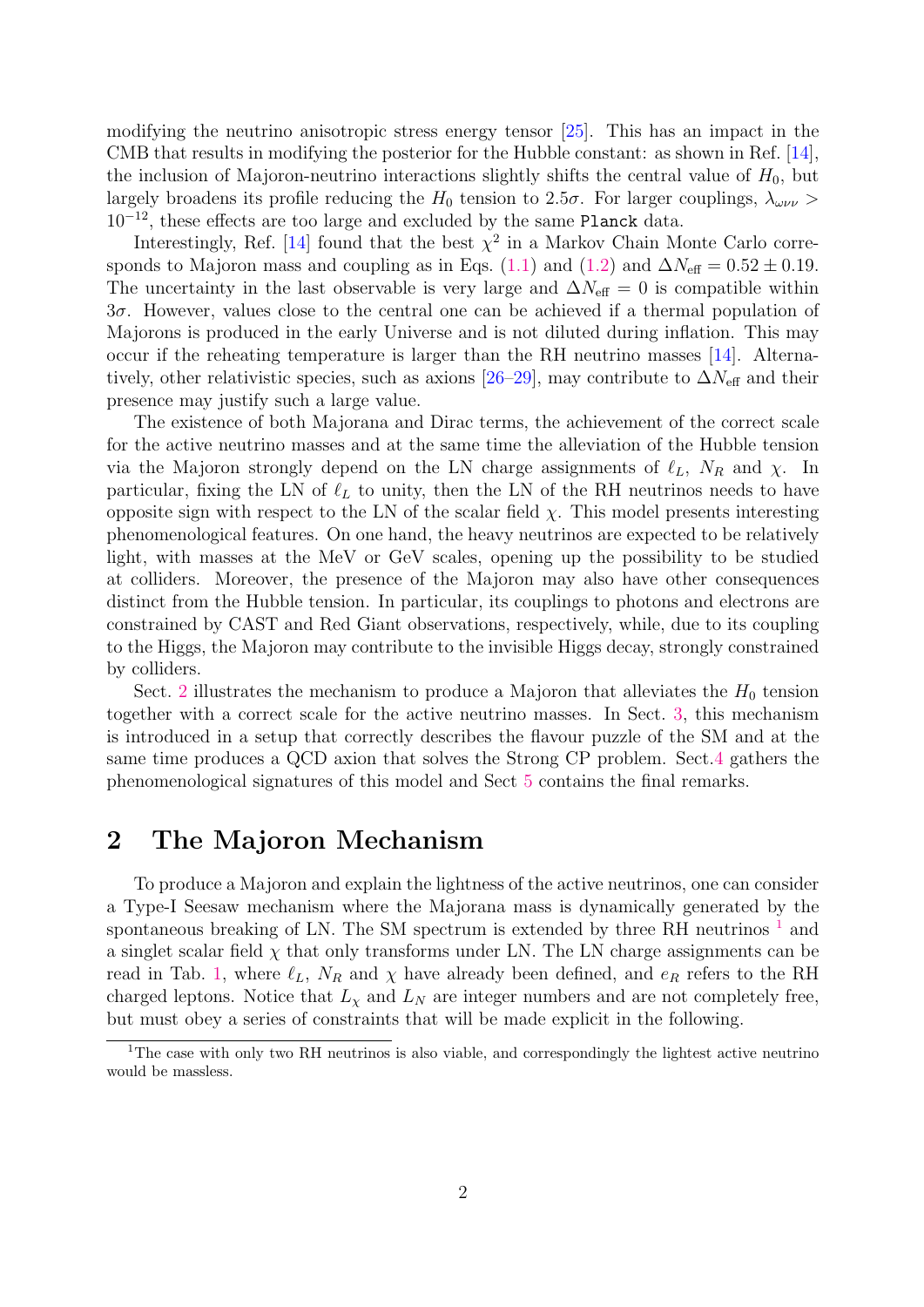modifying the neutrino anisotropic stress energy tensor [25]. This has an impact in the CMB that results in modifying the posterior for the Hubble constant: as shown in Ref. [14], the inclusion of Majoron-neutrino interactions slightly shifts the central value of $H_0$, but largely broadens its profile reducing the $H_0$ tension to $2.5\sigma$. For larger couplings, $\lambda_{\omega\nu\nu} > 10^{-12}$, these effects are too large and excluded by the same Planck data.

Interestingly, Ref. [14] found that the best $\chi^2$ in a Markov Chain Monte Carlo corresponds to Majoron mass and coupling as in Eqs. (1.1) and (1.2) and $\Delta N_{\text{eff}} = 0.52 \pm 0.19$. The uncertainty in the last observable is very large and $\Delta N_{\text{eff}} = 0$ is compatible within $3\sigma$. However, values close to the central one can be achieved if a thermal population of Majorons is produced in the early Universe and is not diluted during inflation. This may occur if the reheating temperature is larger than the RH neutrino masses [14]. Alternatively, other relativistic species, such as axions [26–29], may contribute to $\Delta N_{\text{eff}}$ and their presence may justify such a large value.

The existence of both Majorana and Dirac terms, the achievement of the correct scale for the active neutrino masses and at the same time the alleviation of the Hubble tension via the Majoron strongly depend on the LN charge assignments of $\ell_L$, $N_R$ and $\chi$. In particular, fixing the LN of $\ell_L$ to unity, then the LN of the RH neutrinos needs to have opposite sign with respect to the LN of the scalar field $\chi$. This model presents interesting phenomenological features. On one hand, the heavy neutrinos are expected to be relatively light, with masses at the MeV or GeV scales, opening up the possibility to be studied at colliders. Moreover, the presence of the Majoron may also have other consequences distinct from the Hubble tension. In particular, its couplings to photons and electrons are constrained by CAST and Red Giant observations, respectively, while, due to its coupling to the Higgs, the Majoron may contribute to the invisible Higgs decay, strongly constrained by colliders.

Sect. 2 illustrates the mechanism to produce a Majoron that alleviates the $H_0$ tension together with a correct scale for the active neutrino masses. In Sect. 3, this mechanism is introduced in a setup that correctly describes the flavour puzzle of the SM and at the same time produces a QCD axion that solves the Strong CP problem. Sect.4 gathers the phenomenological signatures of this model and Sect 5 contains the final remarks.

## 2 The Majoron Mechanism

To produce a Majoron and explain the lightness of the active neutrinos, one can consider a Type-I Seesaw mechanism where the Majorana mass is dynamically generated by the spontaneous breaking of LN. The SM spectrum is extended by three RH neutrinos [1] and a singlet scalar field $\chi$ that only transforms under LN. The LN charge assignments can be read in Tab. 1, where $\ell_L$, $N_R$ and $\chi$ have already been defined, and $e_R$ refers to the RH charged leptons. Notice that $L_\chi$ and $L_N$ are integer numbers and are not completely free, but must obey a series of constraints that will be made explicit in the following.

[1] The case with only two RH neutrinos is also viable, and correspondingly the lightest active neutrino would be massless.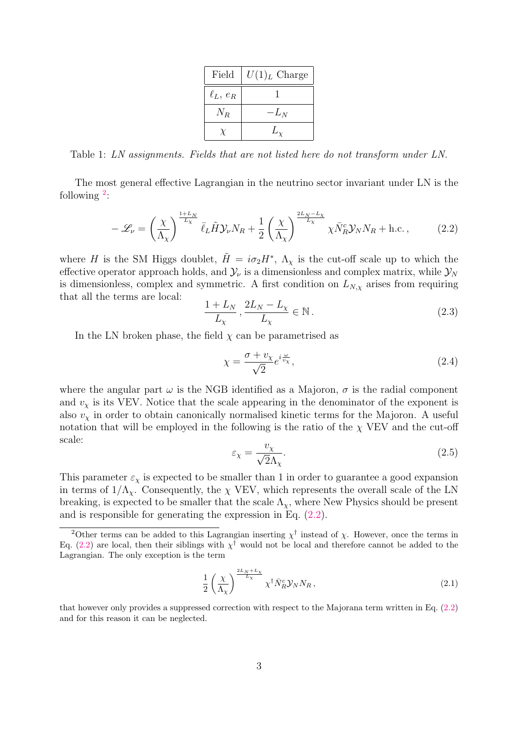| Field | $U(1)_L$ Charge |
|---|---|
| $\ell_L,\ e_R$ | 1 |
| $N_R$ | $-L_N$ |
| $\chi$ | $L_\chi$ |

Table 1: *LN assignments. Fields that are not listed here do not transform under LN.*

The most general effective Lagrangian in the neutrino sector invariant under LN is the following [2]:

$$-\mathscr{L}_\nu = \left(\frac{\chi}{\Lambda_\chi}\right)^{\frac{1+L_N}{L_\chi}} \bar{\ell}_L \tilde{H} \mathcal{Y}_\nu N_R + \frac{1}{2}\left(\frac{\chi}{\Lambda_\chi}\right)^{\frac{2L_N - L_\chi}{L_\chi}} \chi \bar{N}_R^c \mathcal{Y}_N N_R + \text{h.c.}\,, \tag{2.2}$$

where $H$ is the SM Higgs doublet, $\tilde{H} = i\sigma_2 H^*$, $\Lambda_\chi$ is the cut-off scale up to which the effective operator approach holds, and $\mathcal{Y}_\nu$ is a dimensionless and complex matrix, while $\mathcal{Y}_N$ is dimensionless, complex and symmetric. A first condition on $L_{N,\chi}$ arises from requiring that all the terms are local:

$$\frac{1+L_N}{L_\chi}\,, \frac{2L_N - L_\chi}{L_\chi} \in \mathbb{N}\,. \tag{2.3}$$

In the LN broken phase, the field $\chi$ can be parametrised as

$$\chi = \frac{\sigma + v_\chi}{\sqrt{2}} e^{i\frac{\omega}{v_\chi}}\,, \tag{2.4}$$

where the angular part $\omega$ is the NGB identified as a Majoron, $\sigma$ is the radial component and $v_\chi$ is its VEV. Notice that the scale appearing in the denominator of the exponent is also $v_\chi$ in order to obtain canonically normalised kinetic terms for the Majoron. A useful notation that will be employed in the following is the ratio of the $\chi$ VEV and the cut-off scale:

$$\varepsilon_\chi = \frac{v_\chi}{\sqrt{2}\Lambda_\chi}\,. \tag{2.5}$$

This parameter $\varepsilon_\chi$ is expected to be smaller than 1 in order to guarantee a good expansion in terms of $1/\Lambda_\chi$. Consequently, the $\chi$ VEV, which represents the overall scale of the LN breaking, is expected to be smaller that the scale $\Lambda_\chi$, where New Physics should be present and is responsible for generating the expression in Eq. (2.2).

---

[2] Other terms can be added to this Lagrangian inserting $\chi^\dagger$ instead of $\chi$. However, once the terms in Eq. (2.2) are local, then their siblings with $\chi^\dagger$ would not be local and therefore cannot be added to the Lagrangian. The only exception is the term

$$\frac{1}{2}\left(\frac{\chi}{\Lambda_\chi}\right)^{\frac{2L_N + L_\chi}{L_\chi}} \chi^\dagger \bar{N}_R^c \mathcal{Y}_N N_R\,, \tag{2.1}$$

that however only provides a suppressed correction with respect to the Majorana term written in Eq. (2.2) and for this reason it can be neglected.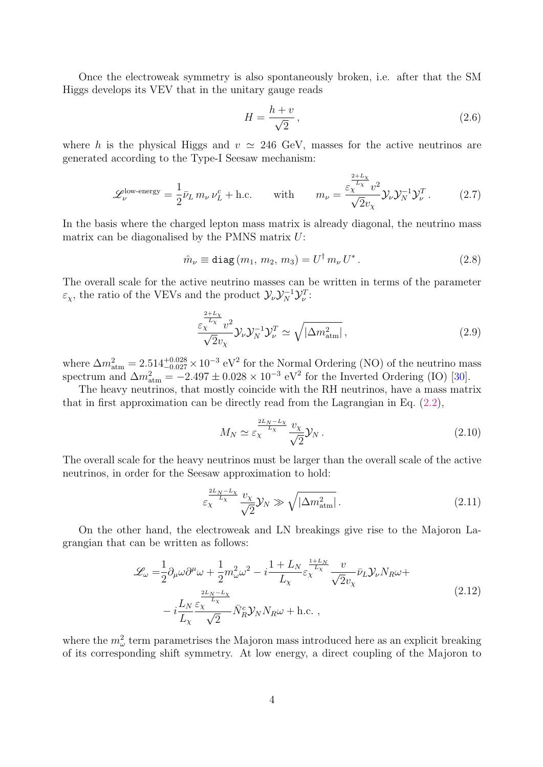Once the electroweak symmetry is also spontaneously broken, i.e. after that the SM Higgs develops its VEV that in the unitary gauge reads

$$H = \frac{h + v}{\sqrt{2}}\,, \tag{2.6}$$

where $h$ is the physical Higgs and $v \simeq 246$ GeV, masses for the active neutrinos are generated according to the Type-I Seesaw mechanism:

$$\mathscr{L}_\nu^{\text{low-energy}} = \frac{1}{2}\bar{\nu}_L\, m_\nu\, \nu_L^c + \text{h.c.} \qquad \text{with} \qquad m_\nu = \frac{\varepsilon_\chi^{\frac{2+L_\chi}{L_\chi}}\, v^2}{\sqrt{2}v_\chi}\mathcal{Y}_\nu \mathcal{Y}_N^{-1}\mathcal{Y}_\nu^T\,. \tag{2.7}$$

In the basis where the charged lepton mass matrix is already diagonal, the neutrino mass matrix can be diagonalised by the PMNS matrix $U$:

$$\hat{m}_\nu \equiv \texttt{diag}\,(m_1,\, m_2,\, m_3) = U^\dagger\, m_\nu\, U^*\,. \tag{2.8}$$

The overall scale for the active neutrino masses can be written in terms of the parameter $\varepsilon_\chi$, the ratio of the VEVs and the product $\mathcal{Y}_\nu \mathcal{Y}_N^{-1}\mathcal{Y}_\nu^T$:

$$\frac{\varepsilon_\chi^{\frac{2+L_\chi}{L_\chi}}\, v^2}{\sqrt{2}v_\chi}\mathcal{Y}_\nu \mathcal{Y}_N^{-1}\mathcal{Y}_\nu^T \simeq \sqrt{|\Delta m^2_{\text{atm}}|}\,, \tag{2.9}$$

where $\Delta m^2_{\text{atm}} = 2.514^{+0.028}_{-0.027} \times 10^{-3}$ eV$^2$ for the Normal Ordering (NO) of the neutrino mass spectrum and $\Delta m^2_{\text{atm}} = -2.497 \pm 0.028 \times 10^{-3}$ eV$^2$ for the Inverted Ordering (IO) [30].

The heavy neutrinos, that mostly coincide with the RH neutrinos, have a mass matrix that in first approximation can be directly read from the Lagrangian in Eq. (2.2),

$$M_N \simeq \varepsilon_\chi^{\frac{2L_N - L_\chi}{L_\chi}} \frac{v_\chi}{\sqrt{2}}\mathcal{Y}_N\,. \tag{2.10}$$

The overall scale for the heavy neutrinos must be larger than the overall scale of the active neutrinos, in order for the Seesaw approximation to hold:

$$\varepsilon_\chi^{\frac{2L_N - L_\chi}{L_\chi}} \frac{v_\chi}{\sqrt{2}}\mathcal{Y}_N \gg \sqrt{|\Delta m^2_{\text{atm}}|}\,. \tag{2.11}$$

On the other hand, the electroweak and LN breakings give rise to the Majoron Lagrangian that can be written as follows:

$$\begin{aligned}\mathscr{L}_\omega =& \frac{1}{2}\partial_\mu\omega\partial^\mu\omega + \frac{1}{2}m_\omega^2\omega^2 - i\frac{1+L_N}{L_\chi}\varepsilon_\chi^{\frac{1+L_N}{L_\chi}}\frac{v}{\sqrt{2}v_\chi}\bar{\nu}_L\mathcal{Y}_\nu N_R\omega + \\ & - i\frac{L_N}{L_\chi}\frac{\varepsilon_\chi^{\frac{2L_N-L_\chi}{L_\chi}}}{\sqrt{2}}\bar{N}_R^c\mathcal{Y}_N N_R\omega + \text{h.c.}\ ,\end{aligned} \tag{2.12}$$

where the $m_\omega^2$ term parametrises the Majoron mass introduced here as an explicit breaking of its corresponding shift symmetry. At low energy, a direct coupling of the Majoron to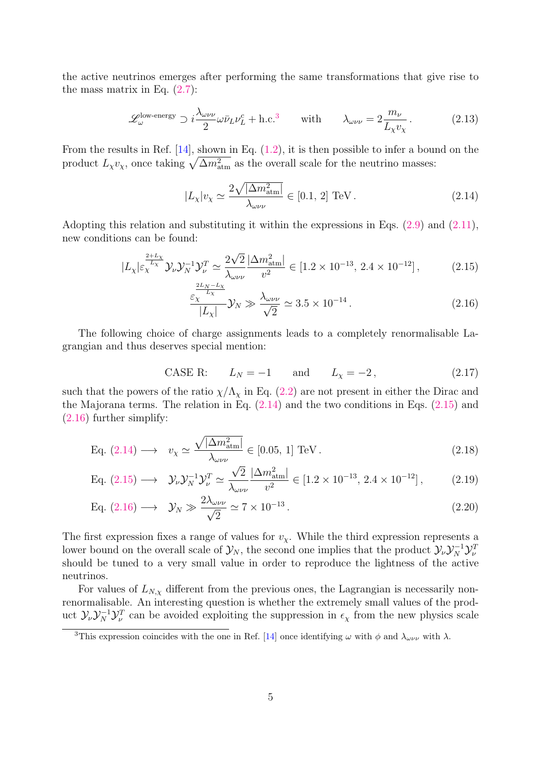the active neutrinos emerges after performing the same transformations that give rise to the mass matrix in Eq. (2.7):

$$\mathscr{L}_\omega^{\text{low-energy}} \supset i\frac{\lambda_{\omega\nu\nu}}{2}\omega\bar{\nu}_L\nu_L^c + \text{h.c.}^3 \qquad \text{with} \qquad \lambda_{\omega\nu\nu} = 2\frac{m_\nu}{L_\chi v_\chi}\,. \tag{2.13}$$

From the results in Ref. [14], shown in Eq. (1.2), it is then possible to infer a bound on the product $L_\chi v_\chi$, once taking $\sqrt{\Delta m^2_{\text{atm}}}$ as the overall scale for the neutrino masses:

$$|L_\chi| v_\chi \simeq \frac{2\sqrt{|\Delta m^2_{\text{atm}}|}}{\lambda_{\omega\nu\nu}} \in [0.1,\, 2]\ \text{TeV}\,. \tag{2.14}$$

Adopting this relation and substituting it within the expressions in Eqs. (2.9) and (2.11), new conditions can be found:

$$|L_\chi|\varepsilon_\chi^{\frac{2+L_\chi}{L_\chi}} \mathcal{Y}_\nu \mathcal{Y}_N^{-1} \mathcal{Y}_\nu^T \simeq \frac{2\sqrt{2}}{\lambda_{\omega\nu\nu}}\frac{|\Delta m^2_{\text{atm}}|}{v^2} \in [1.2\times 10^{-13},\, 2.4\times 10^{-12}]\,, \tag{2.15}$$

$$\frac{\varepsilon_\chi^{\frac{2L_N - L_\chi}{L_\chi}}}{|L_\chi|}\mathcal{Y}_N \gg \frac{\lambda_{\omega\nu\nu}}{\sqrt{2}} \simeq 3.5\times 10^{-14}\,. \tag{2.16}$$

The following choice of charge assignments leads to a completely renormalisable Lagrangian and thus deserves special mention:

$$\text{CASE R:} \qquad L_N = -1 \qquad \text{and} \qquad L_\chi = -2\,, \tag{2.17}$$

such that the powers of the ratio $\chi/\Lambda_\chi$ in Eq. (2.2) are not present in either the Dirac and the Majorana terms. The relation in Eq. (2.14) and the two conditions in Eqs. (2.15) and (2.16) further simplify:

$$\text{Eq. (2.14)} \longrightarrow \quad v_\chi \simeq \frac{\sqrt{|\Delta m^2_{\text{atm}}|}}{\lambda_{\omega\nu\nu}} \in [0.05,\, 1]\ \text{TeV}\,. \tag{2.18}$$

$$\text{Eq. (2.15)} \longrightarrow \quad \mathcal{Y}_\nu \mathcal{Y}_N^{-1} \mathcal{Y}_\nu^T \simeq \frac{\sqrt{2}}{\lambda_{\omega\nu\nu}}\frac{|\Delta m^2_{\text{atm}}|}{v^2} \in [1.2\times 10^{-13},\, 2.4\times 10^{-12}]\,, \tag{2.19}$$

$$\text{Eq. (2.16)} \longrightarrow \quad \mathcal{Y}_N \gg \frac{2\lambda_{\omega\nu\nu}}{\sqrt{2}} \simeq 7\times 10^{-13}\,. \tag{2.20}$$

The first expression fixes a range of values for $v_\chi$. While the third expression represents a lower bound on the overall scale of $\mathcal{Y}_N$, the second one implies that the product $\mathcal{Y}_\nu \mathcal{Y}_N^{-1} \mathcal{Y}_\nu^T$ should be tuned to a very small value in order to reproduce the lightness of the active neutrinos.

For values of $L_{N,\chi}$ different from the previous ones, the Lagrangian is necessarily non-renormalisable. An interesting question is whether the extremely small values of the product $\mathcal{Y}_\nu \mathcal{Y}_N^{-1} \mathcal{Y}_\nu^T$ can be avoided exploiting the suppression in $\epsilon_\chi$ from the new physics scale

[3] This expression coincides with the one in Ref. [14] once identifying $\omega$ with $\phi$ and $\lambda_{\omega\nu\nu}$ with $\lambda$.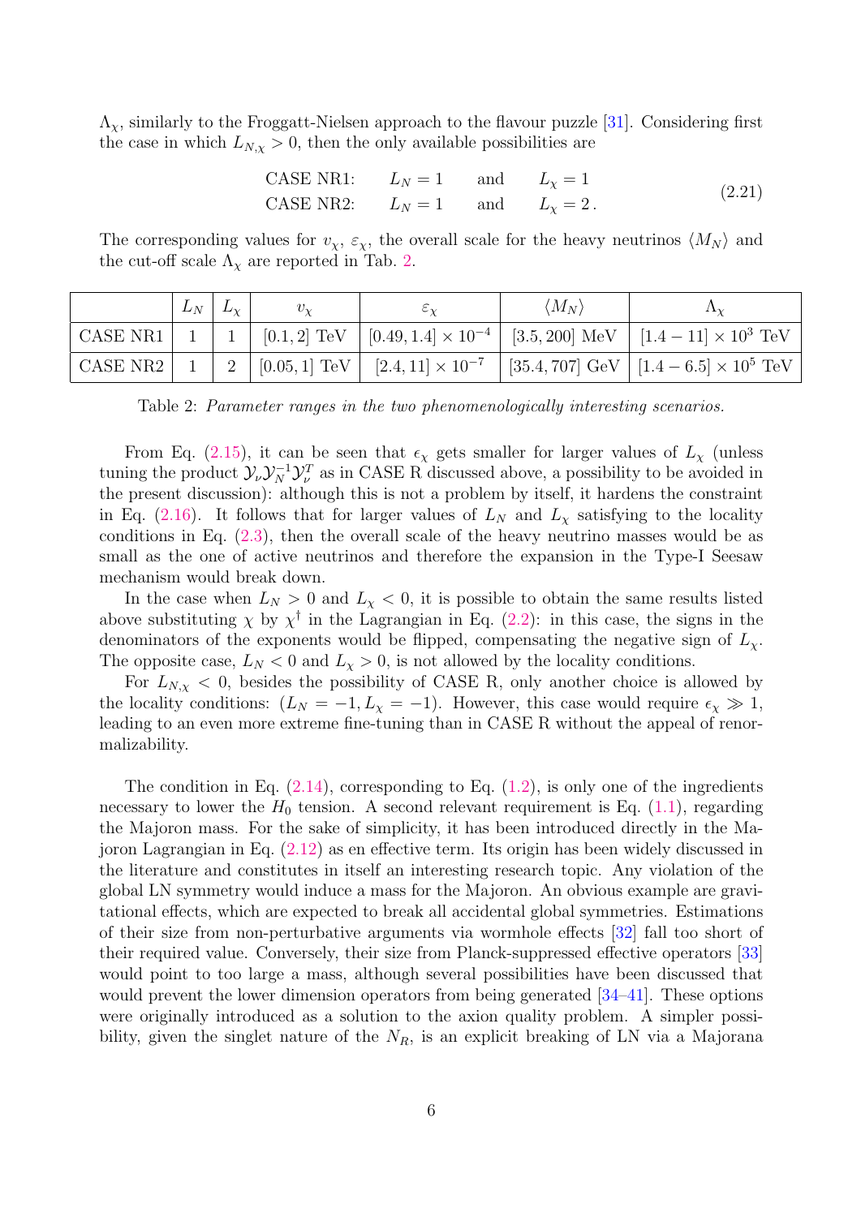$\Lambda_\chi$, similarly to the Froggatt-Nielsen approach to the flavour puzzle [31]. Considering first the case in which $L_{N,\chi} > 0$, then the only available possibilities are

$$
\begin{array}{llll}
\text{CASE NR1:} & L_N = 1 & \text{and} & L_\chi = 1 \\
\text{CASE NR2:} & L_N = 1 & \text{and} & L_\chi = 2\,.
\end{array}
\tag{2.21}
$$

The corresponding values for $v_\chi$, $\varepsilon_\chi$, the overall scale for the heavy neutrinos $\langle M_N \rangle$ and the cut-off scale $\Lambda_\chi$ are reported in Tab. 2.

| | $L_N$ | $L_\chi$ | $v_\chi$ | $\varepsilon_\chi$ | $\langle M_N \rangle$ | $\Lambda_\chi$ |
|---|---|---|---|---|---|---|
| CASE NR1 | 1 | 1 | $[0.1, 2]$ TeV | $[0.49, 1.4] \times 10^{-4}$ | $[3.5, 200]$ MeV | $[1.4 - 11] \times 10^3$ TeV |
| CASE NR2 | 1 | 2 | $[0.05, 1]$ TeV | $[2.4, 11] \times 10^{-7}$ | $[35.4, 707]$ GeV | $[1.4 - 6.5] \times 10^5$ TeV |

Table 2: *Parameter ranges in the two phenomenologically interesting scenarios.*

From Eq. (2.15), it can be seen that $\epsilon_\chi$ gets smaller for larger values of $L_\chi$ (unless tuning the product $\mathcal{Y}_\nu \mathcal{Y}_N^{-1} \mathcal{Y}_\nu^T$ as in CASE R discussed above, a possibility to be avoided in the present discussion): although this is not a problem by itself, it hardens the constraint in Eq. (2.16). It follows that for larger values of $L_N$ and $L_\chi$ satisfying to the locality conditions in Eq. (2.3), then the overall scale of the heavy neutrino masses would be as small as the one of active neutrinos and therefore the expansion in the Type-I Seesaw mechanism would break down.

In the case when $L_N > 0$ and $L_\chi < 0$, it is possible to obtain the same results listed above substituting $\chi$ by $\chi^\dagger$ in the Lagrangian in Eq. (2.2): in this case, the signs in the denominators of the exponents would be flipped, compensating the negative sign of $L_\chi$. The opposite case, $L_N < 0$ and $L_\chi > 0$, is not allowed by the locality conditions.

For $L_{N,\chi} < 0$, besides the possibility of CASE R, only another choice is allowed by the locality conditions: $(L_N = -1, L_\chi = -1)$. However, this case would require $\epsilon_\chi \gg 1$, leading to an even more extreme fine-tuning than in CASE R without the appeal of renormalizability.

The condition in Eq. (2.14), corresponding to Eq. (1.2), is only one of the ingredients necessary to lower the $H_0$ tension. A second relevant requirement is Eq. (1.1), regarding the Majoron mass. For the sake of simplicity, it has been introduced directly in the Majoron Lagrangian in Eq. (2.12) as en effective term. Its origin has been widely discussed in the literature and constitutes in itself an interesting research topic. Any violation of the global LN symmetry would induce a mass for the Majoron. An obvious example are gravitational effects, which are expected to break all accidental global symmetries. Estimations of their size from non-perturbative arguments via wormhole effects [32] fall too short of their required value. Conversely, their size from Planck-suppressed effective operators [33] would point to too large a mass, although several possibilities have been discussed that would prevent the lower dimension operators from being generated [34–41]. These options were originally introduced as a solution to the axion quality problem. A simpler possibility, given the singlet nature of the $N_R$, is an explicit breaking of LN via a Majorana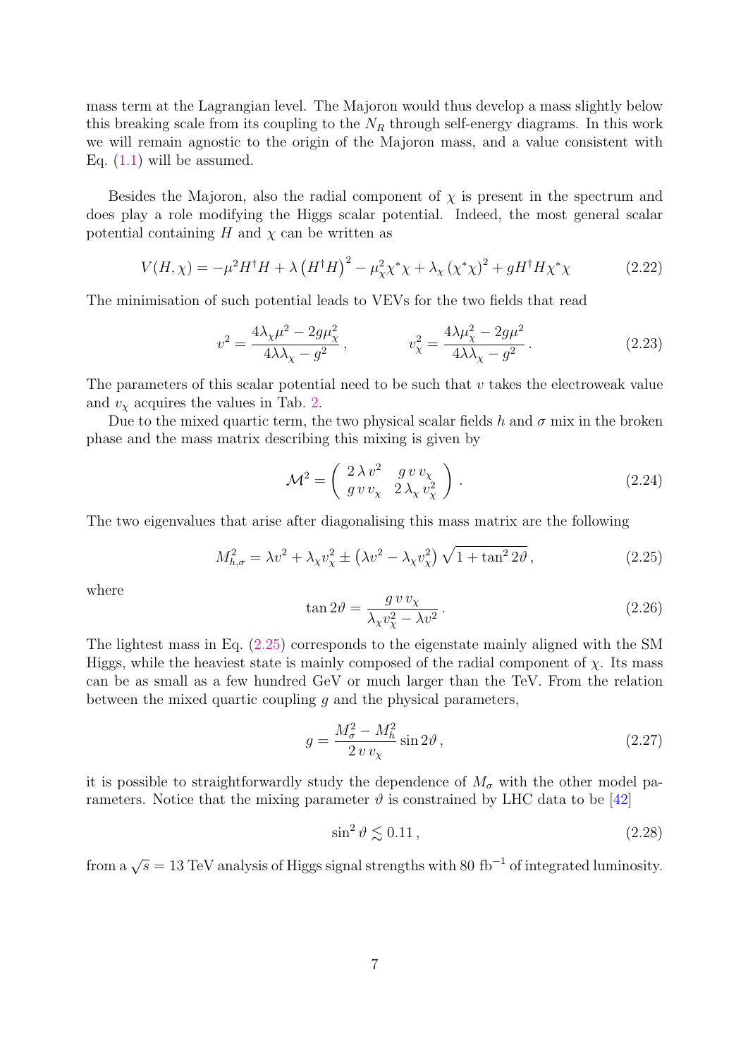mass term at the Lagrangian level. The Majoron would thus develop a mass slightly below this breaking scale from its coupling to the $N_R$ through self-energy diagrams. In this work we will remain agnostic to the origin of the Majoron mass, and a value consistent with Eq. (1.1) will be assumed.

Besides the Majoron, also the radial component of $\chi$ is present in the spectrum and does play a role modifying the Higgs scalar potential. Indeed, the most general scalar potential containing $H$ and $\chi$ can be written as

$$V(H,\chi) = -\mu^2 H^\dagger H + \lambda \left(H^\dagger H\right)^2 - \mu_\chi^2 \chi^* \chi + \lambda_\chi \left(\chi^* \chi\right)^2 + g H^\dagger H \chi^* \chi \tag{2.22}$$

The minimisation of such potential leads to VEVs for the two fields that read

$$v^2 = \frac{4\lambda_\chi \mu^2 - 2g\mu_\chi^2}{4\lambda\lambda_\chi - g^2}\,, \qquad\qquad v_\chi^2 = \frac{4\lambda\mu_\chi^2 - 2g\mu^2}{4\lambda\lambda_\chi - g^2}\,. \tag{2.23}$$

The parameters of this scalar potential need to be such that $v$ takes the electroweak value and $v_\chi$ acquires the values in Tab. 2.

Due to the mixed quartic term, the two physical scalar fields $h$ and $\sigma$ mix in the broken phase and the mass matrix describing this mixing is given by

$$\mathcal{M}^2 = \left(\begin{array}{cc} 2\,\lambda\, v^2 & g\, v\, v_\chi \\ g\, v\, v_\chi & 2\,\lambda_\chi\, v_\chi^2 \end{array}\right)\,. \tag{2.24}$$

The two eigenvalues that arise after diagonalising this mass matrix are the following

$$M_{h,\sigma}^2 = \lambda v^2 + \lambda_\chi v_\chi^2 \pm \left(\lambda v^2 - \lambda_\chi v_\chi^2\right)\sqrt{1+\tan^2 2\vartheta}\,, \tag{2.25}$$

where

$$\tan 2\vartheta = \frac{g\, v\, v_\chi}{\lambda_\chi v_\chi^2 - \lambda v^2}\,. \tag{2.26}$$

The lightest mass in Eq. (2.25) corresponds to the eigenstate mainly aligned with the SM Higgs, while the heaviest state is mainly composed of the radial component of $\chi$. Its mass can be as small as a few hundred GeV or much larger than the TeV. From the relation between the mixed quartic coupling $g$ and the physical parameters,

$$g = \frac{M_\sigma^2 - M_h^2}{2\, v\, v_\chi}\sin 2\vartheta\,, \tag{2.27}$$

it is possible to straightforwardly study the dependence of $M_\sigma$ with the other model parameters. Notice that the mixing parameter $\vartheta$ is constrained by LHC data to be [42]

$$\sin^2\vartheta \lesssim 0.11\,, \tag{2.28}$$

from a $\sqrt{s} = 13$ TeV analysis of Higgs signal strengths with 80 fb$^{-1}$ of integrated luminosity.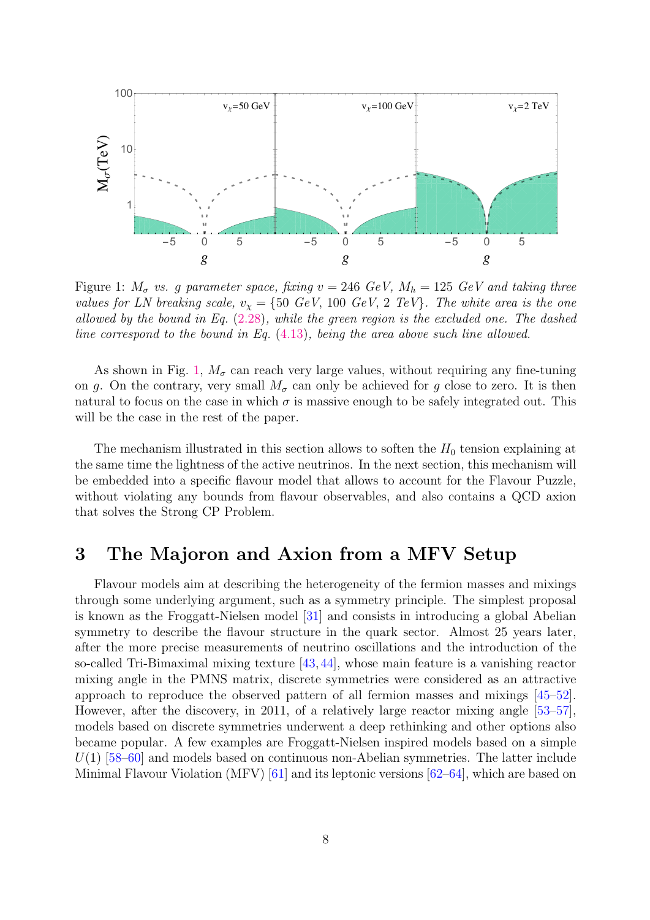Figure 1: $M_\sigma$ *vs.* $g$ *parameter space, fixing* $v = 246$ *GeV,* $M_h = 125$ *GeV and taking three values for LN breaking scale,* $v_\chi = \{50$ *GeV,* $100$ *GeV,* $2$ *TeV*$\}$*. The white area is the one allowed by the bound in Eq.* (2.28)*, while the green region is the excluded one. The dashed line correspond to the bound in Eq.* (4.13)*, being the area above such line allowed.*

As shown in Fig. 1, $M_\sigma$ can reach very large values, without requiring any fine-tuning on $g$. On the contrary, very small $M_\sigma$ can only be achieved for $g$ close to zero. It is then natural to focus on the case in which $\sigma$ is massive enough to be safely integrated out. This will be the case in the rest of the paper.

The mechanism illustrated in this section allows to soften the $H_0$ tension explaining at the same time the lightness of the active neutrinos. In the next section, this mechanism will be embedded into a specific flavour model that allows to account for the Flavour Puzzle, without violating any bounds from flavour observables, and also contains a QCD axion that solves the Strong CP Problem.

## 3 The Majoron and Axion from a MFV Setup

Flavour models aim at describing the heterogeneity of the fermion masses and mixings through some underlying argument, such as a symmetry principle. The simplest proposal is known as the Froggatt-Nielsen model [31] and consists in introducing a global Abelian symmetry to describe the flavour structure in the quark sector. Almost 25 years later, after the more precise measurements of neutrino oscillations and the introduction of the so-called Tri-Bimaximal mixing texture [43, 44], whose main feature is a vanishing reactor mixing angle in the PMNS matrix, discrete symmetries were considered as an attractive approach to reproduce the observed pattern of all fermion masses and mixings [45–52]. However, after the discovery, in 2011, of a relatively large reactor mixing angle [53–57], models based on discrete symmetries underwent a deep rethinking and other options also became popular. A few examples are Froggatt-Nielsen inspired models based on a simple $U(1)$ [58–60] and models based on continuous non-Abelian symmetries. The latter include Minimal Flavour Violation (MFV) [61] and its leptonic versions [62–64], which are based on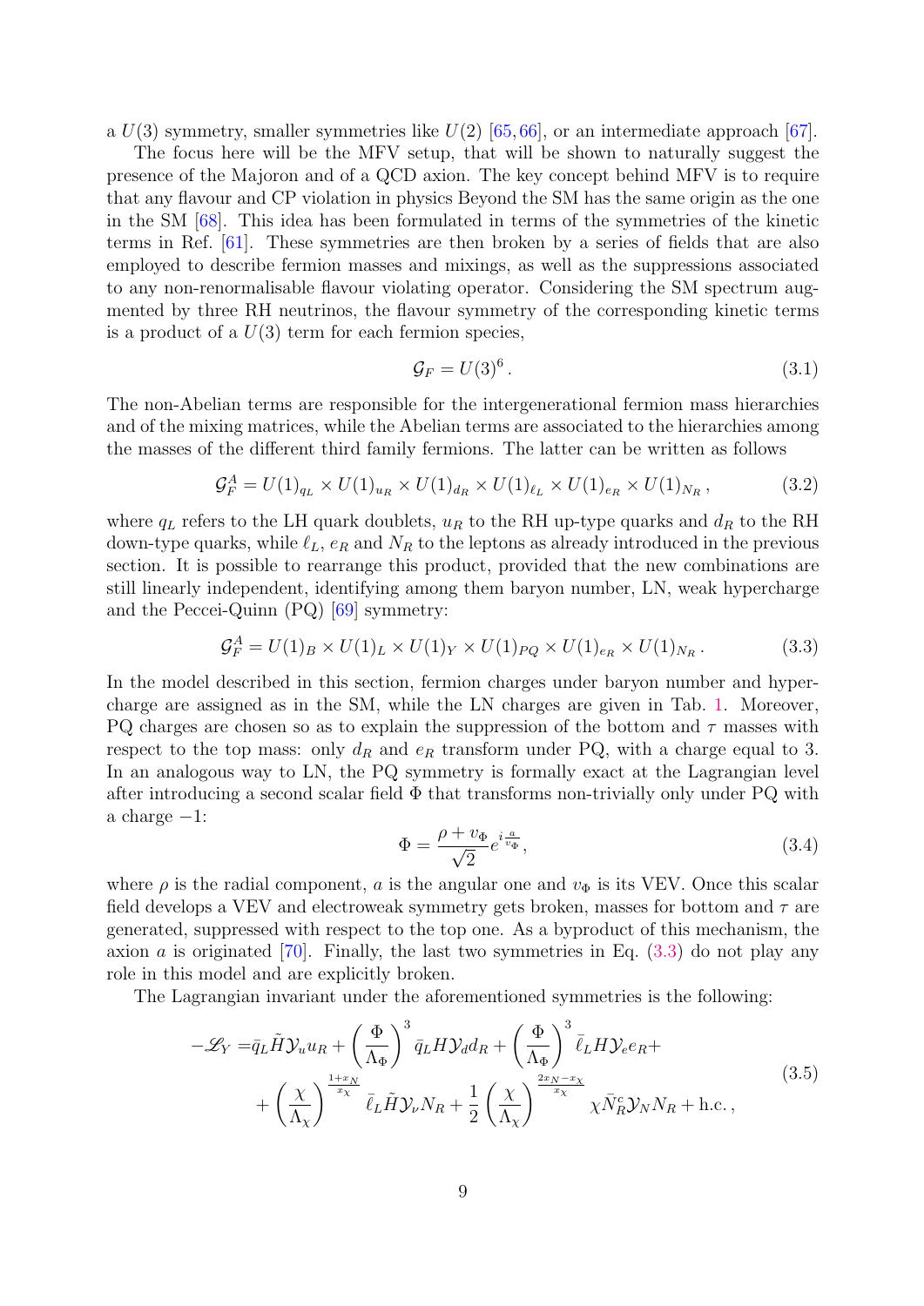a $U(3)$ symmetry, smaller symmetries like $U(2)$ [65, 66], or an intermediate approach [67].

The focus here will be the MFV setup, that will be shown to naturally suggest the presence of the Majoron and of a QCD axion. The key concept behind MFV is to require that any flavour and CP violation in physics Beyond the SM has the same origin as the one in the SM [68]. This idea has been formulated in terms of the symmetries of the kinetic terms in Ref. [61]. These symmetries are then broken by a series of fields that are also employed to describe fermion masses and mixings, as well as the suppressions associated to any non-renormalisable flavour violating operator. Considering the SM spectrum augmented by three RH neutrinos, the flavour symmetry of the corresponding kinetic terms is a product of a $U(3)$ term for each fermion species,

$$
\mathcal{G}_F = U(3)^6 \,. \tag{3.1}
$$

The non-Abelian terms are responsible for the intergenerational fermion mass hierarchies and of the mixing matrices, while the Abelian terms are associated to the hierarchies among the masses of the different third family fermions. The latter can be written as follows

$$
\mathcal{G}_F^A = U(1)_{q_L} \times U(1)_{u_R} \times U(1)_{d_R} \times U(1)_{\ell_L} \times U(1)_{e_R} \times U(1)_{N_R} \,, \tag{3.2}
$$

where $q_L$ refers to the LH quark doublets, $u_R$ to the RH up-type quarks and $d_R$ to the RH down-type quarks, while $\ell_L$, $e_R$ and $N_R$ to the leptons as already introduced in the previous section. It is possible to rearrange this product, provided that the new combinations are still linearly independent, identifying among them baryon number, LN, weak hypercharge and the Peccei-Quinn (PQ) [69] symmetry:

$$
\mathcal{G}_F^A = U(1)_B \times U(1)_L \times U(1)_Y \times U(1)_{PQ} \times U(1)_{e_R} \times U(1)_{N_R} \,. \tag{3.3}
$$

In the model described in this section, fermion charges under baryon number and hypercharge are assigned as in the SM, while the LN charges are given in Tab. 1. Moreover, PQ charges are chosen so as to explain the suppression of the bottom and $\tau$ masses with respect to the top mass: only $d_R$ and $e_R$ transform under PQ, with a charge equal to 3. In an analogous way to LN, the PQ symmetry is formally exact at the Lagrangian level after introducing a second scalar field $\Phi$ that transforms non-trivially only under PQ with a charge $-1$:

$$
\Phi = \frac{\rho + v_\Phi}{\sqrt{2}} e^{i\frac{a}{v_\Phi}} , \tag{3.4}
$$

where $\rho$ is the radial component, $a$ is the angular one and $v_\Phi$ is its VEV. Once this scalar field develops a VEV and electroweak symmetry gets broken, masses for bottom and $\tau$ are generated, suppressed with respect to the top one. As a byproduct of this mechanism, the axion $a$ is originated [70]. Finally, the last two symmetries in Eq. (3.3) do not play any role in this model and are explicitly broken.

The Lagrangian invariant under the aforementioned symmetries is the following:

$$
\begin{aligned}
-\mathscr{L}_Y =& \bar{q}_L \tilde{H} \mathcal{Y}_u u_R + \left(\frac{\Phi}{\Lambda_\Phi}\right)^3 \bar{q}_L H \mathcal{Y}_d d_R + \left(\frac{\Phi}{\Lambda_\Phi}\right)^3 \bar{\ell}_L H \mathcal{Y}_e e_R + \\
&+ \left(\frac{\chi}{\Lambda_\chi}\right)^{\frac{1+x_N}{x_\chi}} \bar{\ell}_L \tilde{H} \mathcal{Y}_\nu N_R + \frac{1}{2}\left(\frac{\chi}{\Lambda_\chi}\right)^{\frac{2x_N - x_\chi}{x_\chi}} \chi \bar{N}_R^c \mathcal{Y}_N N_R + \text{h.c.} \,,
\end{aligned} \tag{3.5}
$$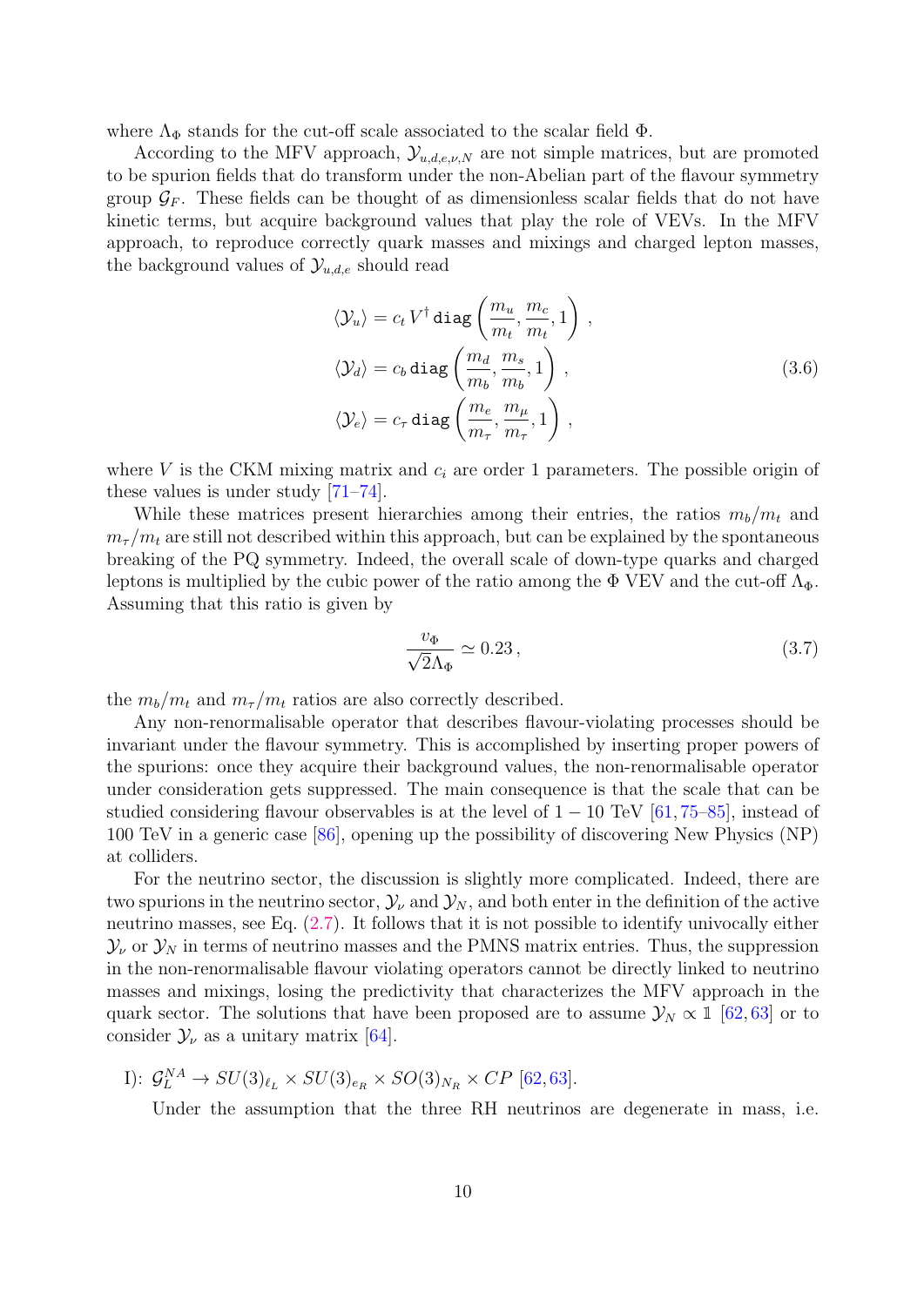where $\Lambda_\Phi$ stands for the cut-off scale associated to the scalar field $\Phi$.

According to the MFV approach, $\mathcal{Y}_{u,d,e,\nu,N}$ are not simple matrices, but are promoted to be spurion fields that do transform under the non-Abelian part of the flavour symmetry group $\mathcal{G}_F$. These fields can be thought of as dimensionless scalar fields that do not have kinetic terms, but acquire background values that play the role of VEVs. In the MFV approach, to reproduce correctly quark masses and mixings and charged lepton masses, the background values of $\mathcal{Y}_{u,d,e}$ should read

$$
\begin{aligned}
\langle \mathcal{Y}_u \rangle &= c_t\, V^\dagger\, \mathtt{diag}\left(\frac{m_u}{m_t}, \frac{m_c}{m_t}, 1\right) ,\\
\langle \mathcal{Y}_d \rangle &= c_b\, \mathtt{diag}\left(\frac{m_d}{m_b}, \frac{m_s}{m_b}, 1\right) ,\\
\langle \mathcal{Y}_e \rangle &= c_\tau\, \mathtt{diag}\left(\frac{m_e}{m_\tau}, \frac{m_\mu}{m_\tau}, 1\right) ,
\end{aligned}
\tag{3.6}
$$

where $V$ is the CKM mixing matrix and $c_i$ are order 1 parameters. The possible origin of these values is under study [71–74].

While these matrices present hierarchies among their entries, the ratios $m_b/m_t$ and $m_\tau/m_t$ are still not described within this approach, but can be explained by the spontaneous breaking of the PQ symmetry. Indeed, the overall scale of down-type quarks and charged leptons is multiplied by the cubic power of the ratio among the $\Phi$ VEV and the cut-off $\Lambda_\Phi$. Assuming that this ratio is given by

$$
\frac{v_\Phi}{\sqrt{2}\Lambda_\Phi} \simeq 0.23\,,
\tag{3.7}
$$

the $m_b/m_t$ and $m_\tau/m_t$ ratios are also correctly described.

Any non-renormalisable operator that describes flavour-violating processes should be invariant under the flavour symmetry. This is accomplished by inserting proper powers of the spurions: once they acquire their background values, the non-renormalisable operator under consideration gets suppressed. The main consequence is that the scale that can be studied considering flavour observables is at the level of $1-10$ TeV [61, 75–85], instead of 100 TeV in a generic case [86], opening up the possibility of discovering New Physics (NP) at colliders.

For the neutrino sector, the discussion is slightly more complicated. Indeed, there are two spurions in the neutrino sector, $\mathcal{Y}_\nu$ and $\mathcal{Y}_N$, and both enter in the definition of the active neutrino masses, see Eq. (2.7). It follows that it is not possible to identify univocally either $\mathcal{Y}_\nu$ or $\mathcal{Y}_N$ in terms of neutrino masses and the PMNS matrix entries. Thus, the suppression in the non-renormalisable flavour violating operators cannot be directly linked to neutrino masses and mixings, losing the predictivity that characterizes the MFV approach in the quark sector. The solutions that have been proposed are to assume $\mathcal{Y}_N \propto \mathbb{1}$ [62, 63] or to consider $\mathcal{Y}_\nu$ as a unitary matrix [64].

I): $\mathcal{G}_L^{NA} \to SU(3)_{\ell_L} \times SU(3)_{e_R} \times SO(3)_{N_R} \times CP$ [62, 63].

Under the assumption that the three RH neutrinos are degenerate in mass, i.e.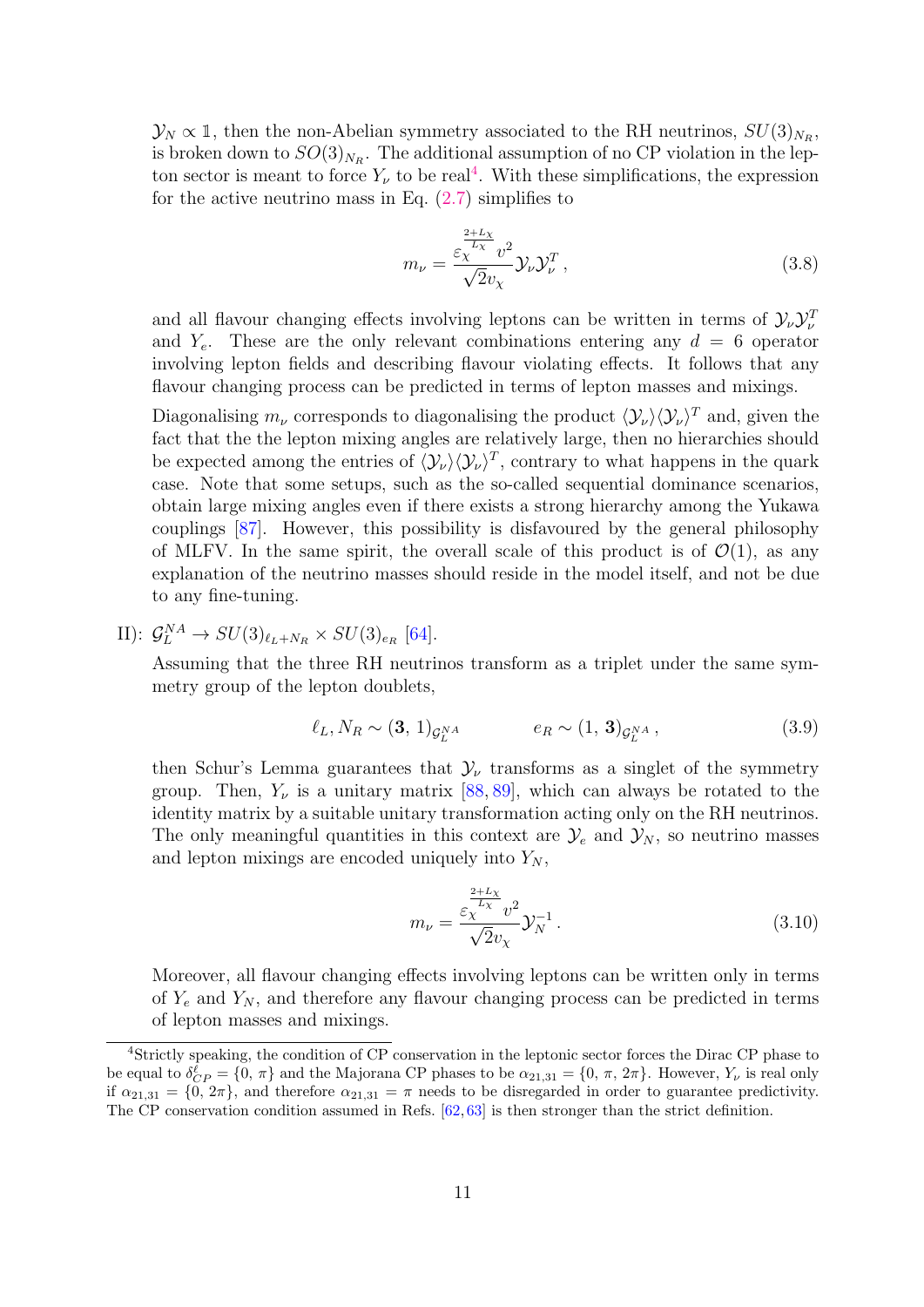$\mathcal{Y}_N \propto \mathbb{1}$, then the non-Abelian symmetry associated to the RH neutrinos, $SU(3)_{N_R}$, is broken down to $SO(3)_{N_R}$. The additional assumption of no CP violation in the lepton sector is meant to force $Y_\nu$ to be real[4]. With these simplifications, the expression for the active neutrino mass in Eq. (2.7) simplifies to

$$m_\nu = \frac{\varepsilon_\chi^{\frac{2+L_\chi}{L_\chi}} v^2}{\sqrt{2} v_\chi} \mathcal{Y}_\nu \mathcal{Y}_\nu^T \,, \tag{3.8}$$

and all flavour changing effects involving leptons can be written in terms of $\mathcal{Y}_\nu \mathcal{Y}_\nu^T$ and $Y_e$. These are the only relevant combinations entering any $d = 6$ operator involving lepton fields and describing flavour violating effects. It follows that any flavour changing process can be predicted in terms of lepton masses and mixings.

Diagonalising $m_\nu$ corresponds to diagonalising the product $\langle \mathcal{Y}_\nu \rangle \langle \mathcal{Y}_\nu \rangle^T$ and, given the fact that the the lepton mixing angles are relatively large, then no hierarchies should be expected among the entries of $\langle \mathcal{Y}_\nu \rangle \langle \mathcal{Y}_\nu \rangle^T$, contrary to what happens in the quark case. Note that some setups, such as the so-called sequential dominance scenarios, obtain large mixing angles even if there exists a strong hierarchy among the Yukawa couplings [87]. However, this possibility is disfavoured by the general philosophy of MLFV. In the same spirit, the overall scale of this product is of $\mathcal{O}(1)$, as any explanation of the neutrino masses should reside in the model itself, and not be due to any fine-tuning.

II): $\mathcal{G}_L^{NA} \to SU(3)_{\ell_L + N_R} \times SU(3)_{e_R}$ [64].

Assuming that the three RH neutrinos transform as a triplet under the same symmetry group of the lepton doublets,

$$\ell_L, N_R \sim (\mathbf{3},\, 1)_{\mathcal{G}_L^{NA}} \qquad\qquad e_R \sim (1,\, \mathbf{3})_{\mathcal{G}_L^{NA}} \,, \tag{3.9}$$

then Schur's Lemma guarantees that $\mathcal{Y}_\nu$ transforms as a singlet of the symmetry group. Then, $Y_\nu$ is a unitary matrix [88, 89], which can always be rotated to the identity matrix by a suitable unitary transformation acting only on the RH neutrinos. The only meaningful quantities in this context are $\mathcal{Y}_e$ and $\mathcal{Y}_N$, so neutrino masses and lepton mixings are encoded uniquely into $Y_N$,

$$m_\nu = \frac{\varepsilon_\chi^{\frac{2+L_\chi}{L_\chi}} v^2}{\sqrt{2} v_\chi} \mathcal{Y}_N^{-1} \,. \tag{3.10}$$

Moreover, all flavour changing effects involving leptons can be written only in terms of $Y_e$ and $Y_N$, and therefore any flavour changing process can be predicted in terms of lepton masses and mixings.

---

[4] Strictly speaking, the condition of CP conservation in the leptonic sector forces the Dirac CP phase to be equal to $\delta_{CP}^\ell = \{0,\, \pi\}$ and the Majorana CP phases to be $\alpha_{21,31} = \{0,\, \pi,\, 2\pi\}$. However, $Y_\nu$ is real only if $\alpha_{21,31} = \{0,\, 2\pi\}$, and therefore $\alpha_{21,31} = \pi$ needs to be disregarded in order to guarantee predictivity. The CP conservation condition assumed in Refs. [62, 63] is then stronger than the strict definition.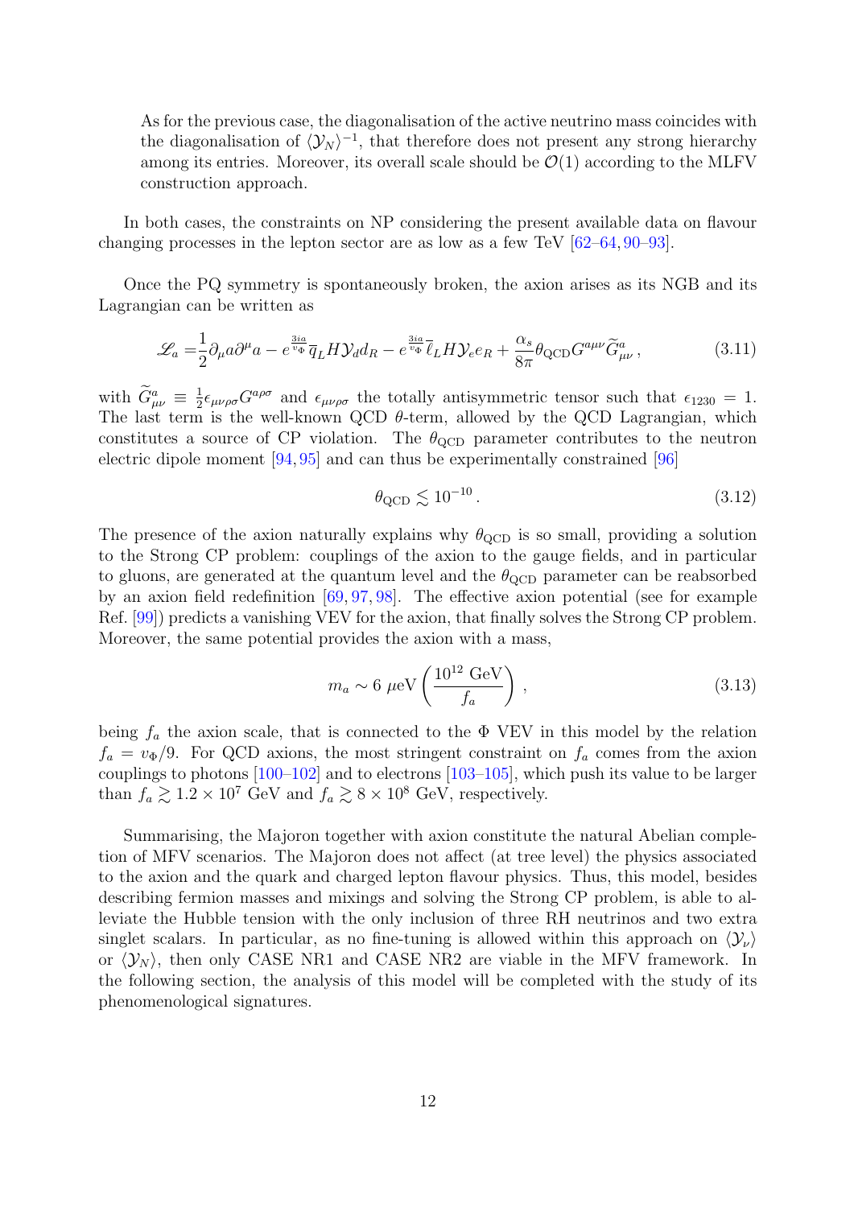As for the previous case, the diagonalisation of the active neutrino mass coincides with the diagonalisation of $\langle\mathcal{Y}_N\rangle^{-1}$, that therefore does not present any strong hierarchy among its entries. Moreover, its overall scale should be $\mathcal{O}(1)$ according to the MLFV construction approach.

In both cases, the constraints on NP considering the present available data on flavour changing processes in the lepton sector are as low as a few TeV [62–64, 90–93].

Once the PQ symmetry is spontaneously broken, the axion arises as its NGB and its Lagrangian can be written as

$$\mathscr{L}_a = \frac{1}{2}\partial_\mu a \partial^\mu a - e^{\frac{3ia}{v_\Phi}}\overline{q}_L H \mathcal{Y}_d d_R - e^{\frac{3ia}{v_\Phi}}\overline{\ell}_L H \mathcal{Y}_e e_R + \frac{\alpha_s}{8\pi}\theta_{\rm QCD} G^{a\mu\nu}\widetilde{G}^a_{\mu\nu}\,, \tag{3.11}$$

with $\widetilde{G}^a_{\mu\nu} \equiv \frac{1}{2}\epsilon_{\mu\nu\rho\sigma}G^{a\rho\sigma}$ and $\epsilon_{\mu\nu\rho\sigma}$ the totally antisymmetric tensor such that $\epsilon_{1230} = 1$. The last term is the well-known QCD $\theta$-term, allowed by the QCD Lagrangian, which constitutes a source of CP violation. The $\theta_{\rm QCD}$ parameter contributes to the neutron electric dipole moment [94, 95] and can thus be experimentally constrained [96]

$$\theta_{\rm QCD} \lesssim 10^{-10}\,. \tag{3.12}$$

The presence of the axion naturally explains why $\theta_{\rm QCD}$ is so small, providing a solution to the Strong CP problem: couplings of the axion to the gauge fields, and in particular to gluons, are generated at the quantum level and the $\theta_{\rm QCD}$ parameter can be reabsorbed by an axion field redefinition [69, 97, 98]. The effective axion potential (see for example Ref. [99]) predicts a vanishing VEV for the axion, that finally solves the Strong CP problem. Moreover, the same potential provides the axion with a mass,

$$m_a \sim 6\ \mu\text{eV}\left(\frac{10^{12}\ \text{GeV}}{f_a}\right)\,, \tag{3.13}$$

being $f_a$ the axion scale, that is connected to the $\Phi$ VEV in this model by the relation $f_a = v_\Phi/9$. For QCD axions, the most stringent constraint on $f_a$ comes from the axion couplings to photons [100–102] and to electrons [103–105], which push its value to be larger than $f_a \gtrsim 1.2 \times 10^7$ GeV and $f_a \gtrsim 8 \times 10^8$ GeV, respectively.

Summarising, the Majoron together with axion constitute the natural Abelian completion of MFV scenarios. The Majoron does not affect (at tree level) the physics associated to the axion and the quark and charged lepton flavour physics. Thus, this model, besides describing fermion masses and mixings and solving the Strong CP problem, is able to alleviate the Hubble tension with the only inclusion of three RH neutrinos and two extra singlet scalars. In particular, as no fine-tuning is allowed within this approach on $\langle\mathcal{Y}_\nu\rangle$ or $\langle\mathcal{Y}_N\rangle$, then only CASE NR1 and CASE NR2 are viable in the MFV framework. In the following section, the analysis of this model will be completed with the study of its phenomenological signatures.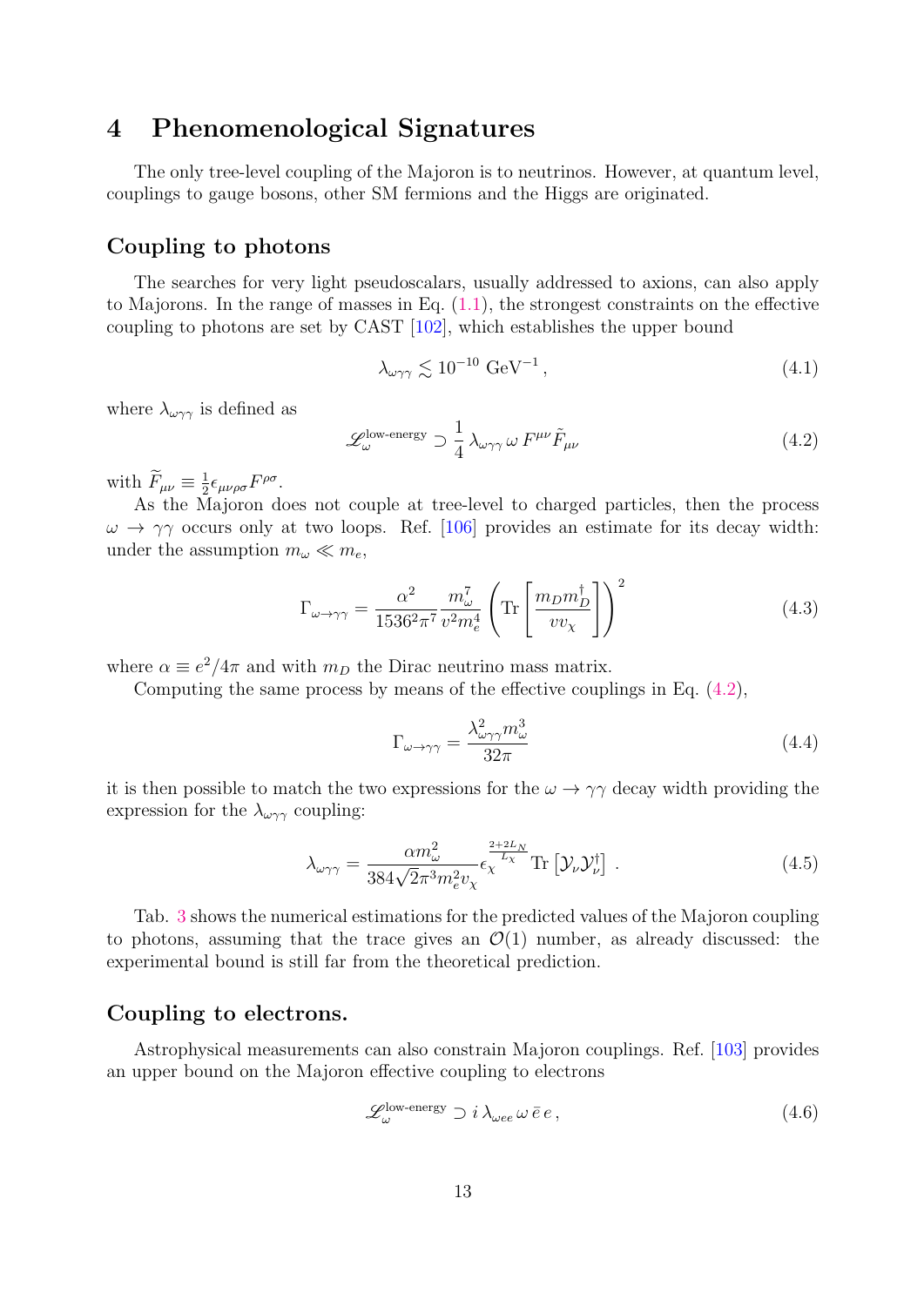# 4 Phenomenological Signatures

The only tree-level coupling of the Majoron is to neutrinos. However, at quantum level, couplings to gauge bosons, other SM fermions and the Higgs are originated.

### Coupling to photons

The searches for very light pseudoscalars, usually addressed to axions, can also apply to Majorons. In the range of masses in Eq. (1.1), the strongest constraints on the effective coupling to photons are set by CAST [102], which establishes the upper bound

$$\lambda_{\omega\gamma\gamma} \lesssim 10^{-10}\ \text{GeV}^{-1}\,, \tag{4.1}$$

where $\lambda_{\omega\gamma\gamma}$ is defined as

$$\mathscr{L}_\omega^{\text{low-energy}} \supset \frac{1}{4}\,\lambda_{\omega\gamma\gamma}\,\omega\, F^{\mu\nu}\tilde{F}_{\mu\nu} \tag{4.2}$$

with $\widetilde{F}_{\mu\nu} \equiv \frac{1}{2}\epsilon_{\mu\nu\rho\sigma}F^{\rho\sigma}$.

As the Majoron does not couple at tree-level to charged particles, then the process $\omega \to \gamma\gamma$ occurs only at two loops. Ref. [106] provides an estimate for its decay width: under the assumption $m_\omega \ll m_e$,

$$\Gamma_{\omega\to\gamma\gamma} = \frac{\alpha^2}{1536^2\pi^7}\frac{m_\omega^7}{v^2 m_e^4}\left(\text{Tr}\left[\frac{m_D m_D^\dagger}{v v_\chi}\right]\right)^2 \tag{4.3}$$

where $\alpha \equiv e^2/4\pi$ and with $m_D$ the Dirac neutrino mass matrix.

Computing the same process by means of the effective couplings in Eq. (4.2),

$$\Gamma_{\omega\to\gamma\gamma} = \frac{\lambda_{\omega\gamma\gamma}^2 m_\omega^3}{32\pi} \tag{4.4}$$

it is then possible to match the two expressions for the $\omega \to \gamma\gamma$ decay width providing the expression for the $\lambda_{\omega\gamma\gamma}$ coupling:

$$\lambda_{\omega\gamma\gamma} = \frac{\alpha m_\omega^2}{384\sqrt{2}\pi^3 m_e^2 v_\chi}\epsilon_\chi^{\frac{2+2L_N}{L_\chi}}\,\text{Tr}\left[\mathcal{Y}_\nu\mathcal{Y}_\nu^\dagger\right]\,. \tag{4.5}$$

Tab. 3 shows the numerical estimations for the predicted values of the Majoron coupling to photons, assuming that the trace gives an $\mathcal{O}(1)$ number, as already discussed: the experimental bound is still far from the theoretical prediction.

### Coupling to electrons.

Astrophysical measurements can also constrain Majoron couplings. Ref. [103] provides an upper bound on the Majoron effective coupling to electrons

$$\mathscr{L}_\omega^{\text{low-energy}} \supset i\,\lambda_{\omega ee}\,\omega\,\bar{e}\,e\,, \tag{4.6}$$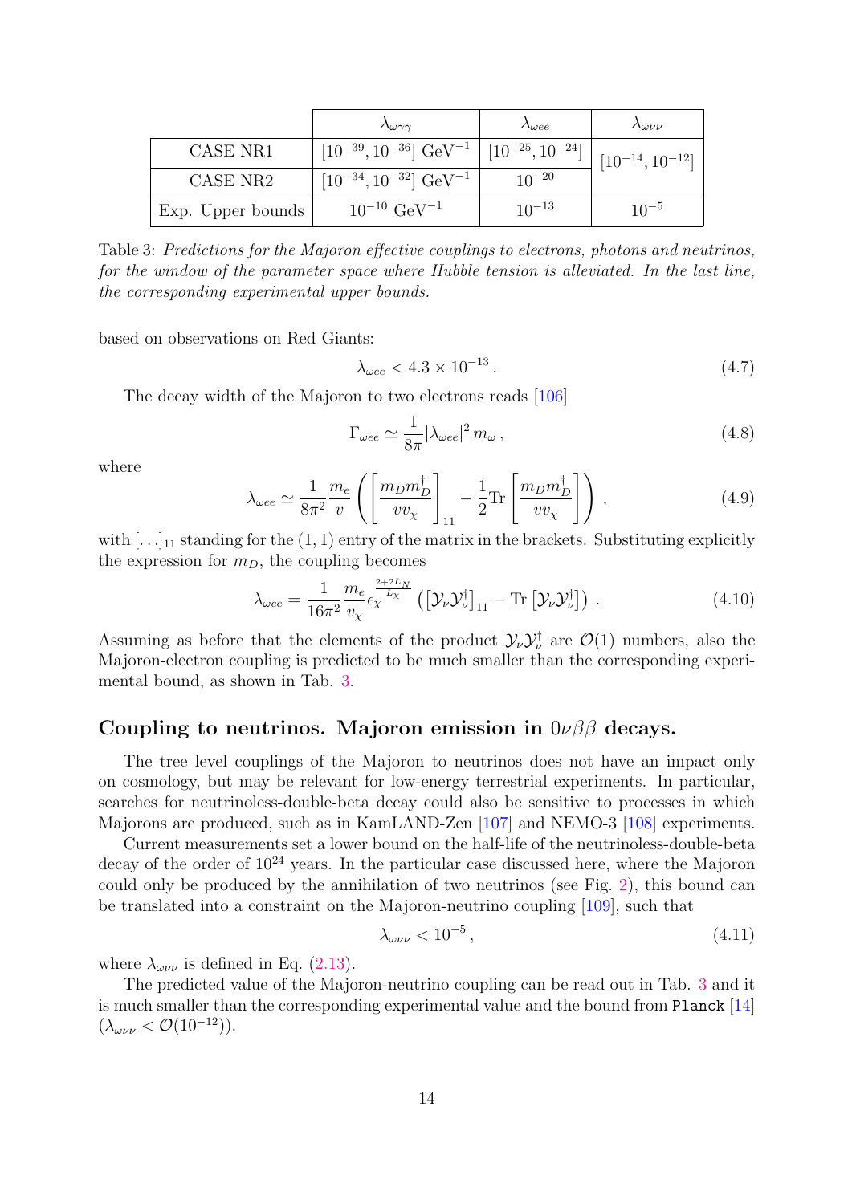| | $\lambda_{\omega\gamma\gamma}$ | $\lambda_{\omega ee}$ | $\lambda_{\omega\nu\nu}$ |
|---|---|---|---|
| CASE NR1 | $[10^{-39}, 10^{-36}]$ GeV$^{-1}$ | $[10^{-25}, 10^{-24}]$ | $[10^{-14}, 10^{-12}]$ |
| CASE NR2 | $[10^{-34}, 10^{-32}]$ GeV$^{-1}$ | $10^{-20}$ | |
| Exp. Upper bounds | $10^{-10}$ GeV$^{-1}$ | $10^{-13}$ | $10^{-5}$ |

Table 3: *Predictions for the Majoron effective couplings to electrons, photons and neutrinos, for the window of the parameter space where Hubble tension is alleviated. In the last line, the corresponding experimental upper bounds.*

based on observations on Red Giants:

$$\lambda_{\omega ee} < 4.3 \times 10^{-13} \,. \tag{4.7}$$

The decay width of the Majoron to two electrons reads [106]

$$\Gamma_{\omega ee} \simeq \frac{1}{8\pi} |\lambda_{\omega ee}|^2 \, m_\omega \,, \tag{4.8}$$

where

$$\lambda_{\omega ee} \simeq \frac{1}{8\pi^2} \frac{m_e}{v} \left( \left[ \frac{m_D m_D^\dagger}{v v_\chi} \right]_{11} - \frac{1}{2} \mathrm{Tr} \left[ \frac{m_D m_D^\dagger}{v v_\chi} \right] \right) \,, \tag{4.9}$$

with $[\ldots]_{11}$ standing for the $(1,1)$ entry of the matrix in the brackets. Substituting explicitly the expression for $m_D$, the coupling becomes

$$\lambda_{\omega ee} = \frac{1}{16\pi^2} \frac{m_e}{v_\chi} \epsilon_\chi^{\frac{2+2L_N}{L_\chi}} \left( \left[ \mathcal{Y}_\nu \mathcal{Y}_\nu^\dagger \right]_{11} - \mathrm{Tr} \left[ \mathcal{Y}_\nu \mathcal{Y}_\nu^\dagger \right] \right) \,. \tag{4.10}$$

Assuming as before that the elements of the product $\mathcal{Y}_\nu \mathcal{Y}_\nu^\dagger$ are $\mathcal{O}(1)$ numbers, also the Majoron-electron coupling is predicted to be much smaller than the corresponding experimental bound, as shown in Tab. 3.

## Coupling to neutrinos. Majoron emission in $0\nu\beta\beta$ decays.

The tree level couplings of the Majoron to neutrinos does not have an impact only on cosmology, but may be relevant for low-energy terrestrial experiments. In particular, searches for neutrinoless-double-beta decay could also be sensitive to processes in which Majorons are produced, such as in KamLAND-Zen [107] and NEMO-3 [108] experiments.

Current measurements set a lower bound on the half-life of the neutrinoless-double-beta decay of the order of $10^{24}$ years. In the particular case discussed here, where the Majoron could only be produced by the annihilation of two neutrinos (see Fig. 2), this bound can be translated into a constraint on the Majoron-neutrino coupling [109], such that

$$\lambda_{\omega\nu\nu} < 10^{-5} \,, \tag{4.11}$$

where $\lambda_{\omega\nu\nu}$ is defined in Eq. (2.13).

The predicted value of the Majoron-neutrino coupling can be read out in Tab. 3 and it is much smaller than the corresponding experimental value and the bound from `Planck` [14] ($\lambda_{\omega\nu\nu} < \mathcal{O}(10^{-12})$).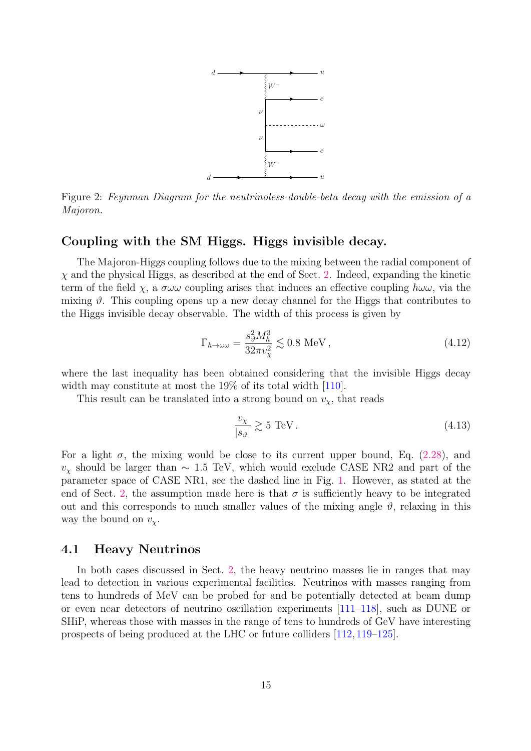Figure 2: *Feynman Diagram for the neutrinoless-double-beta decay with the emission of a Majoron.*

### Coupling with the SM Higgs. Higgs invisible decay.

The Majoron-Higgs coupling follows due to the mixing between the radial component of $\chi$ and the physical Higgs, as described at the end of Sect. 2. Indeed, expanding the kinetic term of the field $\chi$, a $\sigma\omega\omega$ coupling arises that induces an effective coupling $h\omega\omega$, via the mixing $\vartheta$. This coupling opens up a new decay channel for the Higgs that contributes to the Higgs invisible decay observable. The width of this process is given by

$$\Gamma_{h\to\omega\omega} = \frac{s_\vartheta^2 M_h^3}{32\pi v_\chi^2} \lesssim 0.8 \text{ MeV}\,, \tag{4.12}$$

where the last inequality has been obtained considering that the invisible Higgs decay width may constitute at most the 19% of its total width [110].

This result can be translated into a strong bound on $v_\chi$, that reads

$$\frac{v_\chi}{|s_\vartheta|} \gtrsim 5 \text{ TeV}\,. \tag{4.13}$$

For a light $\sigma$, the mixing would be close to its current upper bound, Eq. (2.28), and $v_\chi$ should be larger than $\sim 1.5$ TeV, which would exclude CASE NR2 and part of the parameter space of CASE NR1, see the dashed line in Fig. 1. However, as stated at the end of Sect. 2, the assumption made here is that $\sigma$ is sufficiently heavy to be integrated out and this corresponds to much smaller values of the mixing angle $\vartheta$, relaxing in this way the bound on $v_\chi$.

## 4.1 Heavy Neutrinos

In both cases discussed in Sect. 2, the heavy neutrino masses lie in ranges that may lead to detection in various experimental facilities. Neutrinos with masses ranging from tens to hundreds of MeV can be probed for and be potentially detected at beam dump or even near detectors of neutrino oscillation experiments [111–118], such as DUNE or SHiP, whereas those with masses in the range of tens to hundreds of GeV have interesting prospects of being produced at the LHC or future colliders [112, 119–125].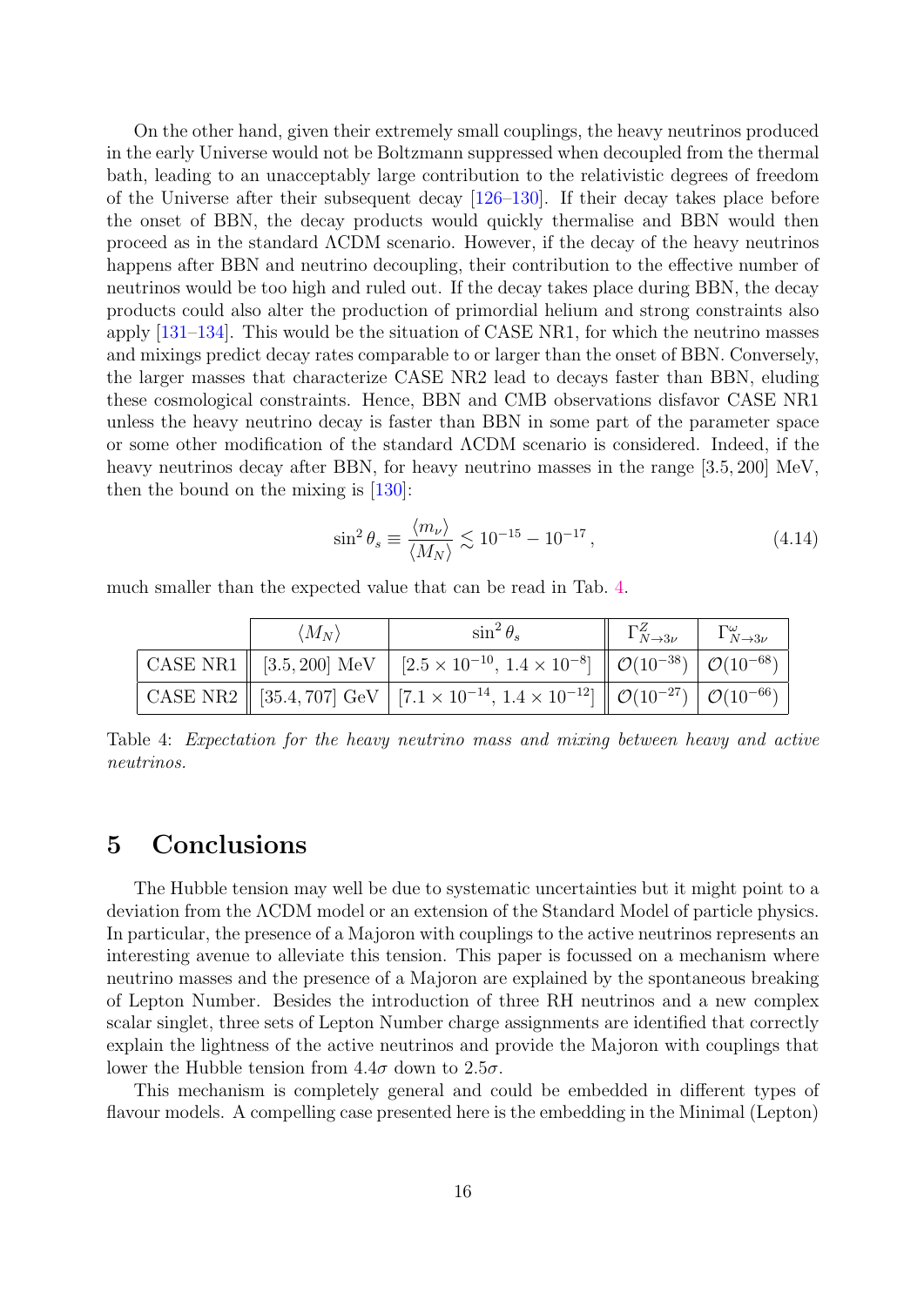On the other hand, given their extremely small couplings, the heavy neutrinos produced in the early Universe would not be Boltzmann suppressed when decoupled from the thermal bath, leading to an unacceptably large contribution to the relativistic degrees of freedom of the Universe after their subsequent decay [126–130]. If their decay takes place before the onset of BBN, the decay products would quickly thermalise and BBN would then proceed as in the standard ΛCDM scenario. However, if the decay of the heavy neutrinos happens after BBN and neutrino decoupling, their contribution to the effective number of neutrinos would be too high and ruled out. If the decay takes place during BBN, the decay products could also alter the production of primordial helium and strong constraints also apply [131–134]. This would be the situation of CASE NR1, for which the neutrino masses and mixings predict decay rates comparable to or larger than the onset of BBN. Conversely, the larger masses that characterize CASE NR2 lead to decays faster than BBN, eluding these cosmological constraints. Hence, BBN and CMB observations disfavor CASE NR1 unless the heavy neutrino decay is faster than BBN in some part of the parameter space or some other modification of the standard ΛCDM scenario is considered. Indeed, if the heavy neutrinos decay after BBN, for heavy neutrino masses in the range [3.5, 200] MeV, then the bound on the mixing is [130]:

$$\sin^2\theta_s \equiv \frac{\langle m_\nu\rangle}{\langle M_N\rangle} \lesssim 10^{-15} - 10^{-17}\,, \tag{4.14}$$

much smaller than the expected value that can be read in Tab. 4.

| | $\langle M_N\rangle$ | $\sin^2\theta_s$ | $\Gamma^Z_{N\to 3\nu}$ | $\Gamma^\omega_{N\to 3\nu}$ |
|---|---|---|---|---|
| CASE NR1 | [3.5, 200] MeV | $[2.5\times 10^{-10},\, 1.4\times 10^{-8}]$ | $\mathcal{O}(10^{-38})$ | $\mathcal{O}(10^{-68})$ |
| CASE NR2 | [35.4, 707] GeV | $[7.1\times 10^{-14},\, 1.4\times 10^{-12}]$ | $\mathcal{O}(10^{-27})$ | $\mathcal{O}(10^{-66})$ |

Table 4: *Expectation for the heavy neutrino mass and mixing between heavy and active neutrinos.*

# 5 Conclusions

The Hubble tension may well be due to systematic uncertainties but it might point to a deviation from the ΛCDM model or an extension of the Standard Model of particle physics. In particular, the presence of a Majoron with couplings to the active neutrinos represents an interesting avenue to alleviate this tension. This paper is focussed on a mechanism where neutrino masses and the presence of a Majoron are explained by the spontaneous breaking of Lepton Number. Besides the introduction of three RH neutrinos and a new complex scalar singlet, three sets of Lepton Number charge assignments are identified that correctly explain the lightness of the active neutrinos and provide the Majoron with couplings that lower the Hubble tension from $4.4\sigma$ down to $2.5\sigma$.

This mechanism is completely general and could be embedded in different types of flavour models. A compelling case presented here is the embedding in the Minimal (Lepton)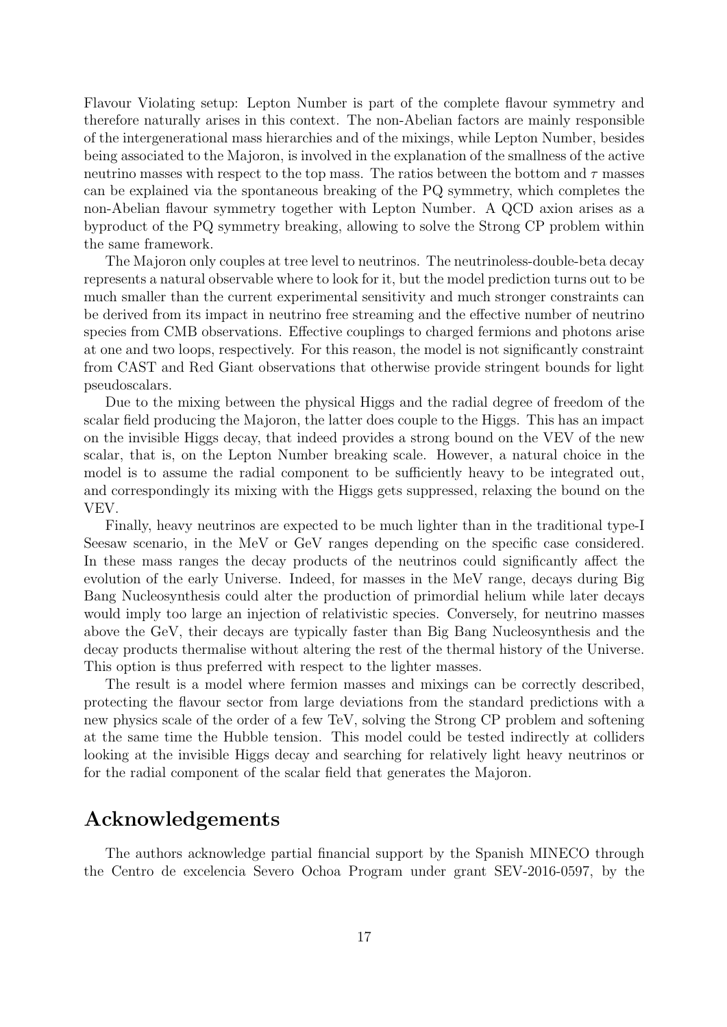Flavour Violating setup: Lepton Number is part of the complete flavour symmetry and therefore naturally arises in this context. The non-Abelian factors are mainly responsible of the intergenerational mass hierarchies and of the mixings, while Lepton Number, besides being associated to the Majoron, is involved in the explanation of the smallness of the active neutrino masses with respect to the top mass. The ratios between the bottom and $\tau$ masses can be explained via the spontaneous breaking of the PQ symmetry, which completes the non-Abelian flavour symmetry together with Lepton Number. A QCD axion arises as a byproduct of the PQ symmetry breaking, allowing to solve the Strong CP problem within the same framework.

The Majoron only couples at tree level to neutrinos. The neutrinoless-double-beta decay represents a natural observable where to look for it, but the model prediction turns out to be much smaller than the current experimental sensitivity and much stronger constraints can be derived from its impact in neutrino free streaming and the effective number of neutrino species from CMB observations. Effective couplings to charged fermions and photons arise at one and two loops, respectively. For this reason, the model is not significantly constraint from CAST and Red Giant observations that otherwise provide stringent bounds for light pseudoscalars.

Due to the mixing between the physical Higgs and the radial degree of freedom of the scalar field producing the Majoron, the latter does couple to the Higgs. This has an impact on the invisible Higgs decay, that indeed provides a strong bound on the VEV of the new scalar, that is, on the Lepton Number breaking scale. However, a natural choice in the model is to assume the radial component to be sufficiently heavy to be integrated out, and correspondingly its mixing with the Higgs gets suppressed, relaxing the bound on the VEV.

Finally, heavy neutrinos are expected to be much lighter than in the traditional type-I Seesaw scenario, in the MeV or GeV ranges depending on the specific case considered. In these mass ranges the decay products of the neutrinos could significantly affect the evolution of the early Universe. Indeed, for masses in the MeV range, decays during Big Bang Nucleosynthesis could alter the production of primordial helium while later decays would imply too large an injection of relativistic species. Conversely, for neutrino masses above the GeV, their decays are typically faster than Big Bang Nucleosynthesis and the decay products thermalise without altering the rest of the thermal history of the Universe. This option is thus preferred with respect to the lighter masses.

The result is a model where fermion masses and mixings can be correctly described, protecting the flavour sector from large deviations from the standard predictions with a new physics scale of the order of a few TeV, solving the Strong CP problem and softening at the same time the Hubble tension. This model could be tested indirectly at colliders looking at the invisible Higgs decay and searching for relatively light heavy neutrinos or for the radial component of the scalar field that generates the Majoron.

## Acknowledgements

The authors acknowledge partial financial support by the Spanish MINECO through the Centro de excelencia Severo Ochoa Program under grant SEV-2016-0597, by the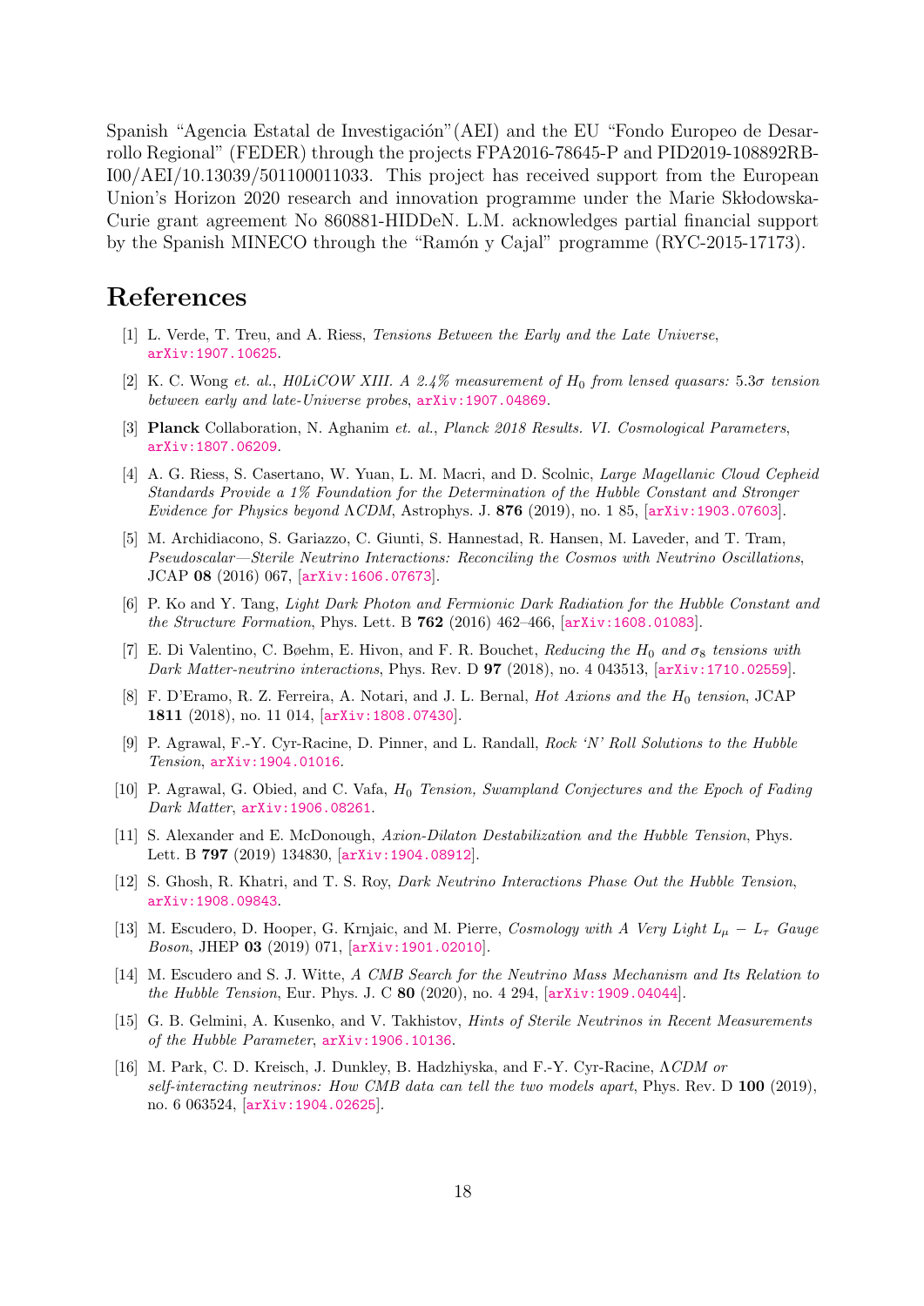Spanish "Agencia Estatal de Investigación"(AEI) and the EU "Fondo Europeo de Desarrollo Regional" (FEDER) through the projects FPA2016-78645-P and PID2019-108892RB-I00/AEI/10.13039/501100011033. This project has received support from the European Union's Horizon 2020 research and innovation programme under the Marie Skłodowska-Curie grant agreement No 860881-HIDDeN. L.M. acknowledges partial financial support by the Spanish MINECO through the "Ramón y Cajal" programme (RYC-2015-17173).

# References

[1] L. Verde, T. Treu, and A. Riess, *Tensions Between the Early and the Late Universe*, arXiv:1907.10625.

[2] K. C. Wong *et. al.*, *H0LiCOW XIII. A 2.4% measurement of $H_0$ from lensed quasars: $5.3\sigma$ tension between early and late-Universe probes*, arXiv:1907.04869.

[3] **Planck** Collaboration, N. Aghanim *et. al.*, *Planck 2018 Results. VI. Cosmological Parameters*, arXiv:1807.06209.

[4] A. G. Riess, S. Casertano, W. Yuan, L. M. Macri, and D. Scolnic, *Large Magellanic Cloud Cepheid Standards Provide a 1% Foundation for the Determination of the Hubble Constant and Stronger Evidence for Physics beyond ΛCDM*, Astrophys. J. **876** (2019), no. 1 85, [arXiv:1903.07603].

[5] M. Archidiacono, S. Gariazzo, C. Giunti, S. Hannestad, R. Hansen, M. Laveder, and T. Tram, *Pseudoscalar—Sterile Neutrino Interactions: Reconciling the Cosmos with Neutrino Oscillations*, JCAP **08** (2016) 067, [arXiv:1606.07673].

[6] P. Ko and Y. Tang, *Light Dark Photon and Fermionic Dark Radiation for the Hubble Constant and the Structure Formation*, Phys. Lett. B **762** (2016) 462–466, [arXiv:1608.01083].

[7] E. Di Valentino, C. Bøehm, E. Hivon, and F. R. Bouchet, *Reducing the $H_0$ and $\sigma_8$ tensions with Dark Matter-neutrino interactions*, Phys. Rev. D **97** (2018), no. 4 043513, [arXiv:1710.02559].

[8] F. D'Eramo, R. Z. Ferreira, A. Notari, and J. L. Bernal, *Hot Axions and the $H_0$ tension*, JCAP **1811** (2018), no. 11 014, [arXiv:1808.07430].

[9] P. Agrawal, F.-Y. Cyr-Racine, D. Pinner, and L. Randall, *Rock 'N' Roll Solutions to the Hubble Tension*, arXiv:1904.01016.

[10] P. Agrawal, G. Obied, and C. Vafa, *$H_0$ Tension, Swampland Conjectures and the Epoch of Fading Dark Matter*, arXiv:1906.08261.

[11] S. Alexander and E. McDonough, *Axion-Dilaton Destabilization and the Hubble Tension*, Phys. Lett. B **797** (2019) 134830, [arXiv:1904.08912].

[12] S. Ghosh, R. Khatri, and T. S. Roy, *Dark Neutrino Interactions Phase Out the Hubble Tension*, arXiv:1908.09843.

[13] M. Escudero, D. Hooper, G. Krnjaic, and M. Pierre, *Cosmology with A Very Light $L_\mu - L_\tau$ Gauge Boson*, JHEP **03** (2019) 071, [arXiv:1901.02010].

[14] M. Escudero and S. J. Witte, *A CMB Search for the Neutrino Mass Mechanism and Its Relation to the Hubble Tension*, Eur. Phys. J. C **80** (2020), no. 4 294, [arXiv:1909.04044].

[15] G. B. Gelmini, A. Kusenko, and V. Takhistov, *Hints of Sterile Neutrinos in Recent Measurements of the Hubble Parameter*, arXiv:1906.10136.

[16] M. Park, C. D. Kreisch, J. Dunkley, B. Hadzhiyska, and F.-Y. Cyr-Racine, *ΛCDM or self-interacting neutrinos: How CMB data can tell the two models apart*, Phys. Rev. D **100** (2019), no. 6 063524, [arXiv:1904.02625].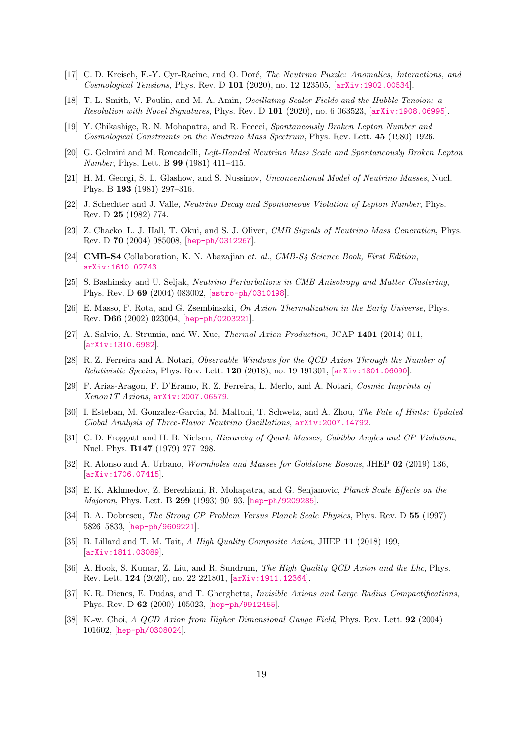[17] C. D. Kreisch, F.-Y. Cyr-Racine, and O. Doré, *The Neutrino Puzzle: Anomalies, Interactions, and Cosmological Tensions*, Phys. Rev. D **101** (2020), no. 12 123505, [arXiv:1902.00534].

[18] T. L. Smith, V. Poulin, and M. A. Amin, *Oscillating Scalar Fields and the Hubble Tension: a Resolution with Novel Signatures*, Phys. Rev. D **101** (2020), no. 6 063523, [arXiv:1908.06995].

[19] Y. Chikashige, R. N. Mohapatra, and R. Peccei, *Spontaneously Broken Lepton Number and Cosmological Constraints on the Neutrino Mass Spectrum*, Phys. Rev. Lett. **45** (1980) 1926.

[20] G. Gelmini and M. Roncadelli, *Left-Handed Neutrino Mass Scale and Spontaneously Broken Lepton Number*, Phys. Lett. B **99** (1981) 411–415.

[21] H. M. Georgi, S. L. Glashow, and S. Nussinov, *Unconventional Model of Neutrino Masses*, Nucl. Phys. B **193** (1981) 297–316.

[22] J. Schechter and J. Valle, *Neutrino Decay and Spontaneous Violation of Lepton Number*, Phys. Rev. D **25** (1982) 774.

[23] Z. Chacko, L. J. Hall, T. Okui, and S. J. Oliver, *CMB Signals of Neutrino Mass Generation*, Phys. Rev. D **70** (2004) 085008, [hep-ph/0312267].

[24] **CMB-S4** Collaboration, K. N. Abazajian *et. al.*, *CMB-S4 Science Book, First Edition*, arXiv:1610.02743.

[25] S. Bashinsky and U. Seljak, *Neutrino Perturbations in CMB Anisotropy and Matter Clustering*, Phys. Rev. D **69** (2004) 083002, [astro-ph/0310198].

[26] E. Masso, F. Rota, and G. Zsembinszki, *On Axion Thermalization in the Early Universe*, Phys. Rev. **D66** (2002) 023004, [hep-ph/0203221].

[27] A. Salvio, A. Strumia, and W. Xue, *Thermal Axion Production*, JCAP **1401** (2014) 011, [arXiv:1310.6982].

[28] R. Z. Ferreira and A. Notari, *Observable Windows for the QCD Axion Through the Number of Relativistic Species*, Phys. Rev. Lett. **120** (2018), no. 19 191301, [arXiv:1801.06090].

[29] F. Arias-Aragon, F. D'Eramo, R. Z. Ferreira, L. Merlo, and A. Notari, *Cosmic Imprints of Xenon1T Axions*, arXiv:2007.06579.

[30] I. Esteban, M. Gonzalez-Garcia, M. Maltoni, T. Schwetz, and A. Zhou, *The Fate of Hints: Updated Global Analysis of Three-Flavor Neutrino Oscillations*, arXiv:2007.14792.

[31] C. D. Froggatt and H. B. Nielsen, *Hierarchy of Quark Masses, Cabibbo Angles and CP Violation*, Nucl. Phys. **B147** (1979) 277–298.

[32] R. Alonso and A. Urbano, *Wormholes and Masses for Goldstone Bosons*, JHEP **02** (2019) 136, [arXiv:1706.07415].

[33] E. K. Akhmedov, Z. Berezhiani, R. Mohapatra, and G. Senjanovic, *Planck Scale Effects on the Majoron*, Phys. Lett. B **299** (1993) 90–93, [hep-ph/9209285].

[34] B. A. Dobrescu, *The Strong CP Problem Versus Planck Scale Physics*, Phys. Rev. D **55** (1997) 5826–5833, [hep-ph/9609221].

[35] B. Lillard and T. M. Tait, *A High Quality Composite Axion*, JHEP **11** (2018) 199, [arXiv:1811.03089].

[36] A. Hook, S. Kumar, Z. Liu, and R. Sundrum, *The High Quality QCD Axion and the Lhc*, Phys. Rev. Lett. **124** (2020), no. 22 221801, [arXiv:1911.12364].

[37] K. R. Dienes, E. Dudas, and T. Gherghetta, *Invisible Axions and Large Radius Compactifications*, Phys. Rev. D **62** (2000) 105023, [hep-ph/9912455].

[38] K.-w. Choi, *A QCD Axion from Higher Dimensional Gauge Field*, Phys. Rev. Lett. **92** (2004) 101602, [hep-ph/0308024].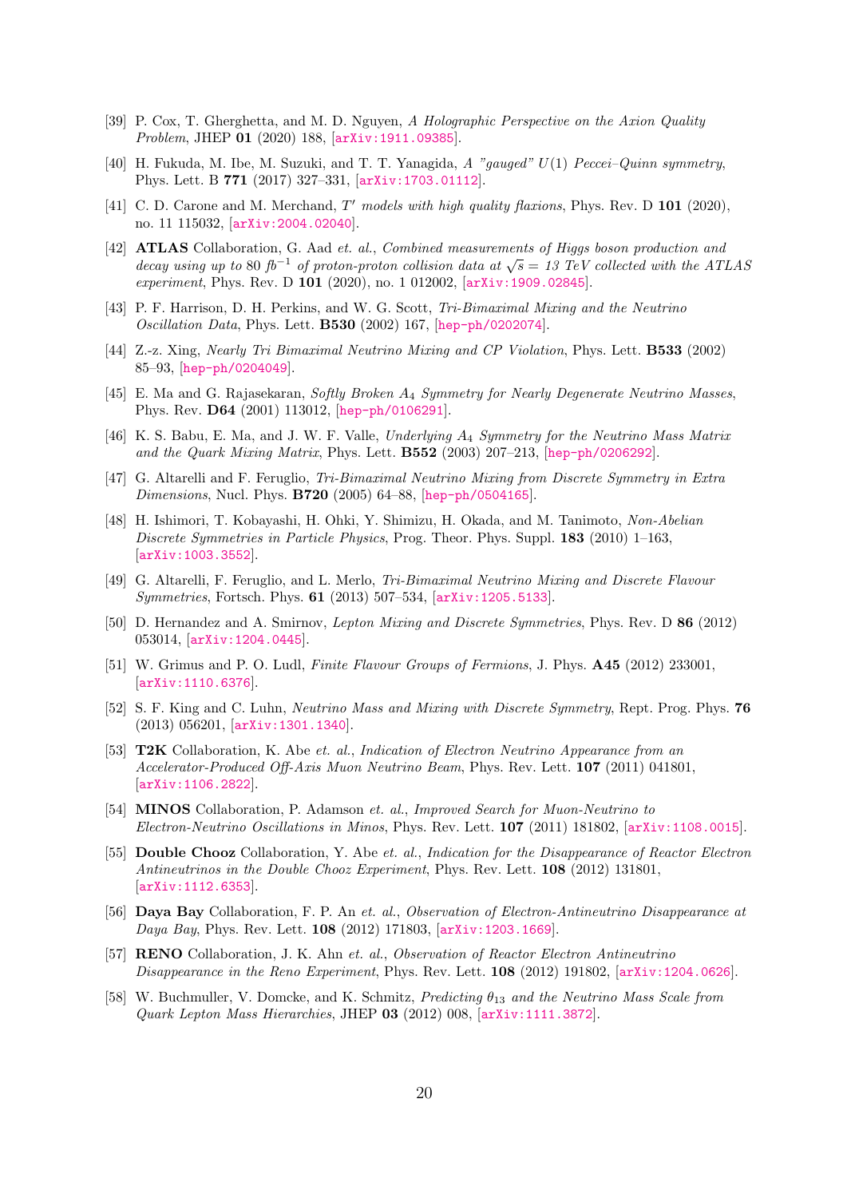[39] P. Cox, T. Gherghetta, and M. D. Nguyen, *A Holographic Perspective on the Axion Quality Problem*, JHEP **01** (2020) 188, [arXiv:1911.09385].

[40] H. Fukuda, M. Ibe, M. Suzuki, and T. T. Yanagida, *A "gauged" $U(1)$ Peccei–Quinn symmetry*, Phys. Lett. B **771** (2017) 327–331, [arXiv:1703.01112].

[41] C. D. Carone and M. Merchand, *$T'$ models with high quality flaxions*, Phys. Rev. D **101** (2020), no. 11 115032, [arXiv:2004.02040].

[42] **ATLAS** Collaboration, G. Aad *et. al.*, *Combined measurements of Higgs boson production and decay using up to 80 $fb^{-1}$ of proton-proton collision data at $\sqrt{s} = 13$ TeV collected with the ATLAS experiment*, Phys. Rev. D **101** (2020), no. 1 012002, [arXiv:1909.02845].

[43] P. F. Harrison, D. H. Perkins, and W. G. Scott, *Tri-Bimaximal Mixing and the Neutrino Oscillation Data*, Phys. Lett. **B530** (2002) 167, [hep-ph/0202074].

[44] Z.-z. Xing, *Nearly Tri Bimaximal Neutrino Mixing and CP Violation*, Phys. Lett. **B533** (2002) 85–93, [hep-ph/0204049].

[45] E. Ma and G. Rajasekaran, *Softly Broken $A_4$ Symmetry for Nearly Degenerate Neutrino Masses*, Phys. Rev. **D64** (2001) 113012, [hep-ph/0106291].

[46] K. S. Babu, E. Ma, and J. W. F. Valle, *Underlying $A_4$ Symmetry for the Neutrino Mass Matrix and the Quark Mixing Matrix*, Phys. Lett. **B552** (2003) 207–213, [hep-ph/0206292].

[47] G. Altarelli and F. Feruglio, *Tri-Bimaximal Neutrino Mixing from Discrete Symmetry in Extra Dimensions*, Nucl. Phys. **B720** (2005) 64–88, [hep-ph/0504165].

[48] H. Ishimori, T. Kobayashi, H. Ohki, Y. Shimizu, H. Okada, and M. Tanimoto, *Non-Abelian Discrete Symmetries in Particle Physics*, Prog. Theor. Phys. Suppl. **183** (2010) 1–163, [arXiv:1003.3552].

[49] G. Altarelli, F. Feruglio, and L. Merlo, *Tri-Bimaximal Neutrino Mixing and Discrete Flavour Symmetries*, Fortsch. Phys. **61** (2013) 507–534, [arXiv:1205.5133].

[50] D. Hernandez and A. Smirnov, *Lepton Mixing and Discrete Symmetries*, Phys. Rev. D **86** (2012) 053014, [arXiv:1204.0445].

[51] W. Grimus and P. O. Ludl, *Finite Flavour Groups of Fermions*, J. Phys. **A45** (2012) 233001, [arXiv:1110.6376].

[52] S. F. King and C. Luhn, *Neutrino Mass and Mixing with Discrete Symmetry*, Rept. Prog. Phys. **76** (2013) 056201, [arXiv:1301.1340].

[53] **T2K** Collaboration, K. Abe *et. al.*, *Indication of Electron Neutrino Appearance from an Accelerator-Produced Off-Axis Muon Neutrino Beam*, Phys. Rev. Lett. **107** (2011) 041801, [arXiv:1106.2822].

[54] **MINOS** Collaboration, P. Adamson *et. al.*, *Improved Search for Muon-Neutrino to Electron-Neutrino Oscillations in Minos*, Phys. Rev. Lett. **107** (2011) 181802, [arXiv:1108.0015].

[55] **Double Chooz** Collaboration, Y. Abe *et. al.*, *Indication for the Disappearance of Reactor Electron Antineutrinos in the Double Chooz Experiment*, Phys. Rev. Lett. **108** (2012) 131801, [arXiv:1112.6353].

[56] **Daya Bay** Collaboration, F. P. An *et. al.*, *Observation of Electron-Antineutrino Disappearance at Daya Bay*, Phys. Rev. Lett. **108** (2012) 171803, [arXiv:1203.1669].

[57] **RENO** Collaboration, J. K. Ahn *et. al.*, *Observation of Reactor Electron Antineutrino Disappearance in the Reno Experiment*, Phys. Rev. Lett. **108** (2012) 191802, [arXiv:1204.0626].

[58] W. Buchmuller, V. Domcke, and K. Schmitz, *Predicting $\theta_{13}$ and the Neutrino Mass Scale from Quark Lepton Mass Hierarchies*, JHEP **03** (2012) 008, [arXiv:1111.3872].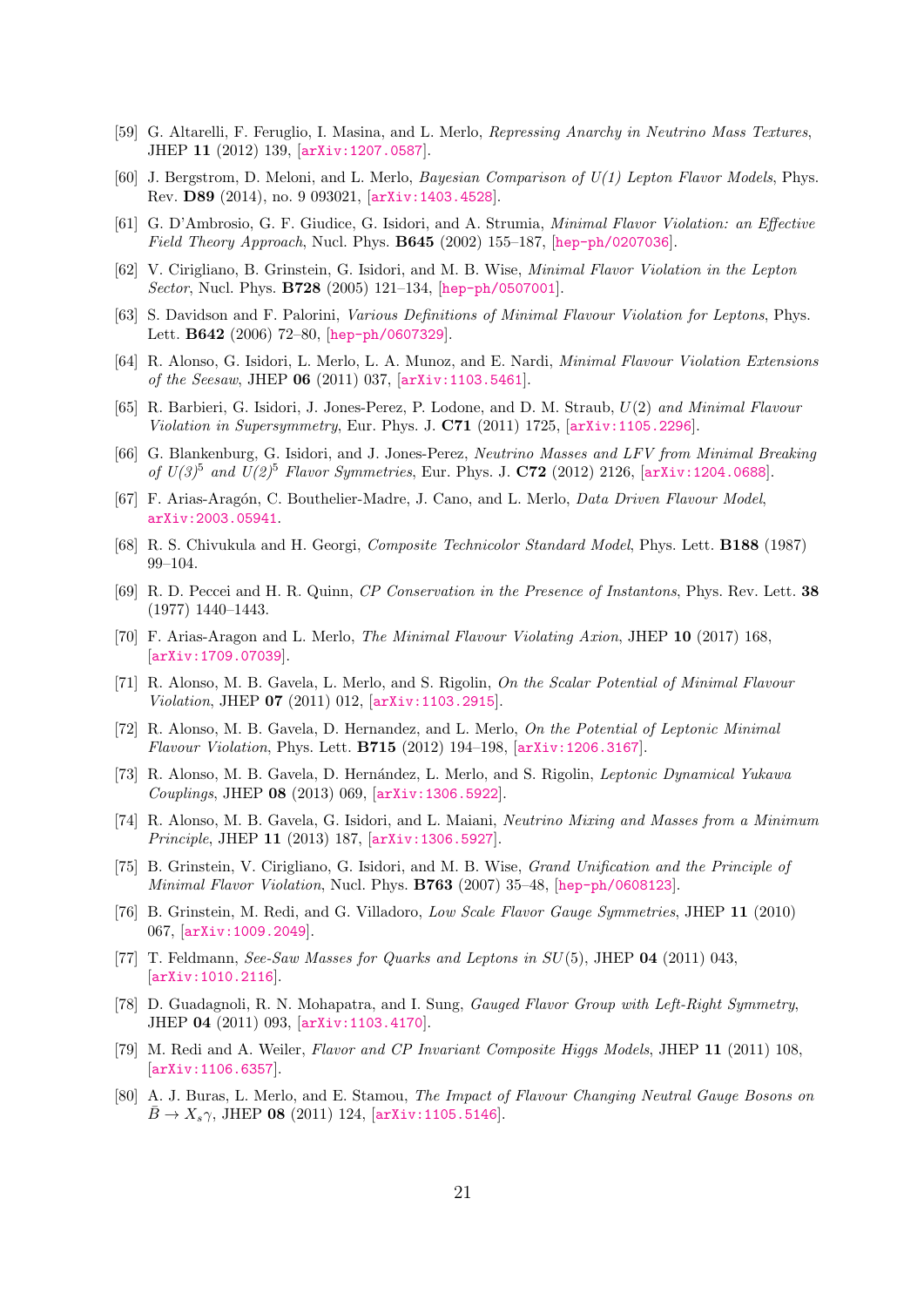[59] G. Altarelli, F. Feruglio, I. Masina, and L. Merlo, *Repressing Anarchy in Neutrino Mass Textures*, JHEP **11** (2012) 139, [arXiv:1207.0587].

[60] J. Bergstrom, D. Meloni, and L. Merlo, *Bayesian Comparison of U(1) Lepton Flavor Models*, Phys. Rev. **D89** (2014), no. 9 093021, [arXiv:1403.4528].

[61] G. D'Ambrosio, G. F. Giudice, G. Isidori, and A. Strumia, *Minimal Flavor Violation: an Effective Field Theory Approach*, Nucl. Phys. **B645** (2002) 155–187, [hep-ph/0207036].

[62] V. Cirigliano, B. Grinstein, G. Isidori, and M. B. Wise, *Minimal Flavor Violation in the Lepton Sector*, Nucl. Phys. **B728** (2005) 121–134, [hep-ph/0507001].

[63] S. Davidson and F. Palorini, *Various Definitions of Minimal Flavour Violation for Leptons*, Phys. Lett. **B642** (2006) 72–80, [hep-ph/0607329].

[64] R. Alonso, G. Isidori, L. Merlo, L. A. Munoz, and E. Nardi, *Minimal Flavour Violation Extensions of the Seesaw*, JHEP **06** (2011) 037, [arXiv:1103.5461].

[65] R. Barbieri, G. Isidori, J. Jones-Perez, P. Lodone, and D. M. Straub, *$U(2)$ and Minimal Flavour Violation in Supersymmetry*, Eur. Phys. J. **C71** (2011) 1725, [arXiv:1105.2296].

[66] G. Blankenburg, G. Isidori, and J. Jones-Perez, *Neutrino Masses and LFV from Minimal Breaking of $U(3)^5$ and $U(2)^5$ Flavor Symmetries*, Eur. Phys. J. **C72** (2012) 2126, [arXiv:1204.0688].

[67] F. Arias-Aragón, C. Bouthelier-Madre, J. Cano, and L. Merlo, *Data Driven Flavour Model*, arXiv:2003.05941.

[68] R. S. Chivukula and H. Georgi, *Composite Technicolor Standard Model*, Phys. Lett. **B188** (1987) 99–104.

[69] R. D. Peccei and H. R. Quinn, *CP Conservation in the Presence of Instantons*, Phys. Rev. Lett. **38** (1977) 1440–1443.

[70] F. Arias-Aragon and L. Merlo, *The Minimal Flavour Violating Axion*, JHEP **10** (2017) 168, [arXiv:1709.07039].

[71] R. Alonso, M. B. Gavela, L. Merlo, and S. Rigolin, *On the Scalar Potential of Minimal Flavour Violation*, JHEP **07** (2011) 012, [arXiv:1103.2915].

[72] R. Alonso, M. B. Gavela, D. Hernandez, and L. Merlo, *On the Potential of Leptonic Minimal Flavour Violation*, Phys. Lett. **B715** (2012) 194–198, [arXiv:1206.3167].

[73] R. Alonso, M. B. Gavela, D. Hernández, L. Merlo, and S. Rigolin, *Leptonic Dynamical Yukawa Couplings*, JHEP **08** (2013) 069, [arXiv:1306.5922].

[74] R. Alonso, M. B. Gavela, G. Isidori, and L. Maiani, *Neutrino Mixing and Masses from a Minimum Principle*, JHEP **11** (2013) 187, [arXiv:1306.5927].

[75] B. Grinstein, V. Cirigliano, G. Isidori, and M. B. Wise, *Grand Unification and the Principle of Minimal Flavor Violation*, Nucl. Phys. **B763** (2007) 35–48, [hep-ph/0608123].

[76] B. Grinstein, M. Redi, and G. Villadoro, *Low Scale Flavor Gauge Symmetries*, JHEP **11** (2010) 067, [arXiv:1009.2049].

[77] T. Feldmann, *See-Saw Masses for Quarks and Leptons in $SU(5)$*, JHEP **04** (2011) 043, [arXiv:1010.2116].

[78] D. Guadagnoli, R. N. Mohapatra, and I. Sung, *Gauged Flavor Group with Left-Right Symmetry*, JHEP **04** (2011) 093, [arXiv:1103.4170].

[79] M. Redi and A. Weiler, *Flavor and CP Invariant Composite Higgs Models*, JHEP **11** (2011) 108, [arXiv:1106.6357].

[80] A. J. Buras, L. Merlo, and E. Stamou, *The Impact of Flavour Changing Neutral Gauge Bosons on $\bar{B} \to X_s\gamma$*, JHEP **08** (2011) 124, [arXiv:1105.5146].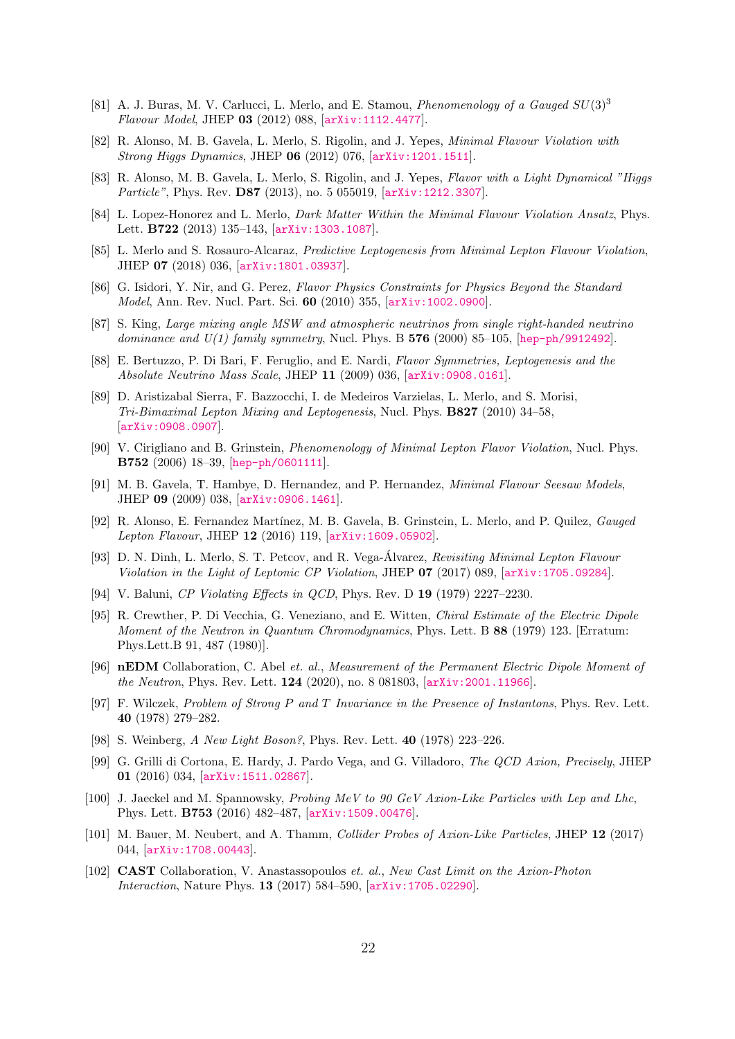[81] A. J. Buras, M. V. Carlucci, L. Merlo, and E. Stamou, *Phenomenology of a Gauged $SU(3)^3$ Flavour Model*, JHEP **03** (2012) 088, [arXiv:1112.4477].

[82] R. Alonso, M. B. Gavela, L. Merlo, S. Rigolin, and J. Yepes, *Minimal Flavour Violation with Strong Higgs Dynamics*, JHEP **06** (2012) 076, [arXiv:1201.1511].

[83] R. Alonso, M. B. Gavela, L. Merlo, S. Rigolin, and J. Yepes, *Flavor with a Light Dynamical "Higgs Particle"*, Phys. Rev. **D87** (2013), no. 5 055019, [arXiv:1212.3307].

[84] L. Lopez-Honorez and L. Merlo, *Dark Matter Within the Minimal Flavour Violation Ansatz*, Phys. Lett. **B722** (2013) 135–143, [arXiv:1303.1087].

[85] L. Merlo and S. Rosauro-Alcaraz, *Predictive Leptogenesis from Minimal Lepton Flavour Violation*, JHEP **07** (2018) 036, [arXiv:1801.03937].

[86] G. Isidori, Y. Nir, and G. Perez, *Flavor Physics Constraints for Physics Beyond the Standard Model*, Ann. Rev. Nucl. Part. Sci. **60** (2010) 355, [arXiv:1002.0900].

[87] S. King, *Large mixing angle MSW and atmospheric neutrinos from single right-handed neutrino dominance and U(1) family symmetry*, Nucl. Phys. B **576** (2000) 85–105, [hep-ph/9912492].

[88] E. Bertuzzo, P. Di Bari, F. Feruglio, and E. Nardi, *Flavor Symmetries, Leptogenesis and the Absolute Neutrino Mass Scale*, JHEP **11** (2009) 036, [arXiv:0908.0161].

[89] D. Aristizabal Sierra, F. Bazzocchi, I. de Medeiros Varzielas, L. Merlo, and S. Morisi, *Tri-Bimaximal Lepton Mixing and Leptogenesis*, Nucl. Phys. **B827** (2010) 34–58, [arXiv:0908.0907].

[90] V. Cirigliano and B. Grinstein, *Phenomenology of Minimal Lepton Flavor Violation*, Nucl. Phys. **B752** (2006) 18–39, [hep-ph/0601111].

[91] M. B. Gavela, T. Hambye, D. Hernandez, and P. Hernandez, *Minimal Flavour Seesaw Models*, JHEP **09** (2009) 038, [arXiv:0906.1461].

[92] R. Alonso, E. Fernandez Martínez, M. B. Gavela, B. Grinstein, L. Merlo, and P. Quilez, *Gauged Lepton Flavour*, JHEP **12** (2016) 119, [arXiv:1609.05902].

[93] D. N. Dinh, L. Merlo, S. T. Petcov, and R. Vega-Álvarez, *Revisiting Minimal Lepton Flavour Violation in the Light of Leptonic CP Violation*, JHEP **07** (2017) 089, [arXiv:1705.09284].

[94] V. Baluni, *CP Violating Effects in QCD*, Phys. Rev. D **19** (1979) 2227–2230.

[95] R. Crewther, P. Di Vecchia, G. Veneziano, and E. Witten, *Chiral Estimate of the Electric Dipole Moment of the Neutron in Quantum Chromodynamics*, Phys. Lett. B **88** (1979) 123. [Erratum: Phys.Lett.B 91, 487 (1980)].

[96] **nEDM** Collaboration, C. Abel *et. al.*, *Measurement of the Permanent Electric Dipole Moment of the Neutron*, Phys. Rev. Lett. **124** (2020), no. 8 081803, [arXiv:2001.11966].

[97] F. Wilczek, *Problem of Strong P and T Invariance in the Presence of Instantons*, Phys. Rev. Lett. **40** (1978) 279–282.

[98] S. Weinberg, *A New Light Boson?*, Phys. Rev. Lett. **40** (1978) 223–226.

[99] G. Grilli di Cortona, E. Hardy, J. Pardo Vega, and G. Villadoro, *The QCD Axion, Precisely*, JHEP **01** (2016) 034, [arXiv:1511.02867].

[100] J. Jaeckel and M. Spannowsky, *Probing MeV to 90 GeV Axion-Like Particles with Lep and Lhc*, Phys. Lett. **B753** (2016) 482–487, [arXiv:1509.00476].

[101] M. Bauer, M. Neubert, and A. Thamm, *Collider Probes of Axion-Like Particles*, JHEP **12** (2017) 044, [arXiv:1708.00443].

[102] **CAST** Collaboration, V. Anastassopoulos *et. al.*, *New Cast Limit on the Axion-Photon Interaction*, Nature Phys. **13** (2017) 584–590, [arXiv:1705.02290].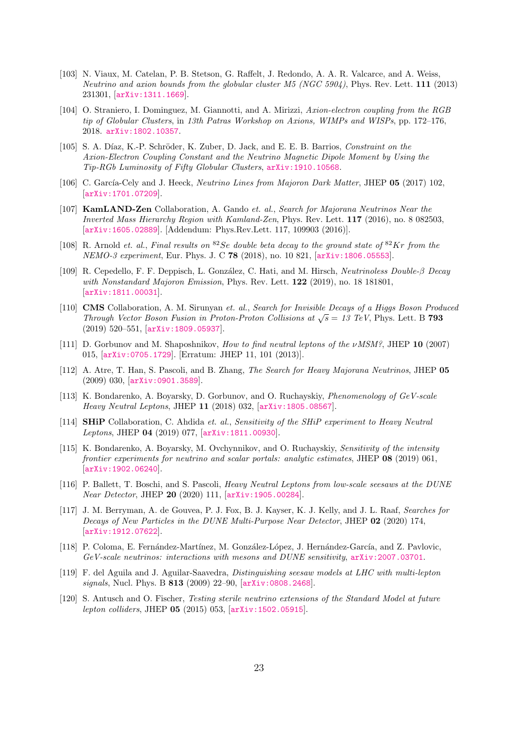[103] N. Viaux, M. Catelan, P. B. Stetson, G. Raffelt, J. Redondo, A. A. R. Valcarce, and A. Weiss, *Neutrino and axion bounds from the globular cluster M5 (NGC 5904)*, Phys. Rev. Lett. **111** (2013) 231301, [arXiv:1311.1669].

[104] O. Straniero, I. Dominguez, M. Giannotti, and A. Mirizzi, *Axion-electron coupling from the RGB tip of Globular Clusters*, in *13th Patras Workshop on Axions, WIMPs and WISPs*, pp. 172–176, 2018. arXiv:1802.10357.

[105] S. A. Díaz, K.-P. Schröder, K. Zuber, D. Jack, and E. E. B. Barrios, *Constraint on the Axion-Electron Coupling Constant and the Neutrino Magnetic Dipole Moment by Using the Tip-RGb Luminosity of Fifty Globular Clusters*, arXiv:1910.10568.

[106] C. García-Cely and J. Heeck, *Neutrino Lines from Majoron Dark Matter*, JHEP **05** (2017) 102, [arXiv:1701.07209].

[107] **KamLAND-Zen** Collaboration, A. Gando *et. al.*, *Search for Majorana Neutrinos Near the Inverted Mass Hierarchy Region with Kamland-Zen*, Phys. Rev. Lett. **117** (2016), no. 8 082503, [arXiv:1605.02889]. [Addendum: Phys.Rev.Lett. 117, 109903 (2016)].

[108] R. Arnold *et. al.*, *Final results on* $^{82}Se$ *double beta decay to the ground state of* $^{82}Kr$ *from the NEMO-3 experiment*, Eur. Phys. J. C **78** (2018), no. 10 821, [arXiv:1806.05553].

[109] R. Cepedello, F. F. Deppisch, L. González, C. Hati, and M. Hirsch, *Neutrinoless Double-β Decay with Nonstandard Majoron Emission*, Phys. Rev. Lett. **122** (2019), no. 18 181801, [arXiv:1811.00031].

[110] **CMS** Collaboration, A. M. Sirunyan *et. al.*, *Search for Invisible Decays of a Higgs Boson Produced Through Vector Boson Fusion in Proton-Proton Collisions at* $\sqrt{s} = 13$ *TeV*, Phys. Lett. B **793** (2019) 520–551, [arXiv:1809.05937].

[111] D. Gorbunov and M. Shaposhnikov, *How to find neutral leptons of the νMSM?*, JHEP **10** (2007) 015, [arXiv:0705.1729]. [Erratum: JHEP 11, 101 (2013)].

[112] A. Atre, T. Han, S. Pascoli, and B. Zhang, *The Search for Heavy Majorana Neutrinos*, JHEP **05** (2009) 030, [arXiv:0901.3589].

[113] K. Bondarenko, A. Boyarsky, D. Gorbunov, and O. Ruchayskiy, *Phenomenology of GeV-scale Heavy Neutral Leptons*, JHEP **11** (2018) 032, [arXiv:1805.08567].

[114] **SHiP** Collaboration, C. Ahdida *et. al.*, *Sensitivity of the SHiP experiment to Heavy Neutral Leptons*, JHEP **04** (2019) 077, [arXiv:1811.00930].

[115] K. Bondarenko, A. Boyarsky, M. Ovchynnikov, and O. Ruchayskiy, *Sensitivity of the intensity frontier experiments for neutrino and scalar portals: analytic estimates*, JHEP **08** (2019) 061, [arXiv:1902.06240].

[116] P. Ballett, T. Boschi, and S. Pascoli, *Heavy Neutral Leptons from low-scale seesaws at the DUNE Near Detector*, JHEP **20** (2020) 111, [arXiv:1905.00284].

[117] J. M. Berryman, A. de Gouvea, P. J. Fox, B. J. Kayser, K. J. Kelly, and J. L. Raaf, *Searches for Decays of New Particles in the DUNE Multi-Purpose Near Detector*, JHEP **02** (2020) 174, [arXiv:1912.07622].

[118] P. Coloma, E. Fernández-Martínez, M. González-López, J. Hernández-García, and Z. Pavlovic, *GeV-scale neutrinos: interactions with mesons and DUNE sensitivity*, arXiv:2007.03701.

[119] F. del Aguila and J. Aguilar-Saavedra, *Distinguishing seesaw models at LHC with multi-lepton signals*, Nucl. Phys. B **813** (2009) 22–90, [arXiv:0808.2468].

[120] S. Antusch and O. Fischer, *Testing sterile neutrino extensions of the Standard Model at future lepton colliders*, JHEP **05** (2015) 053, [arXiv:1502.05915].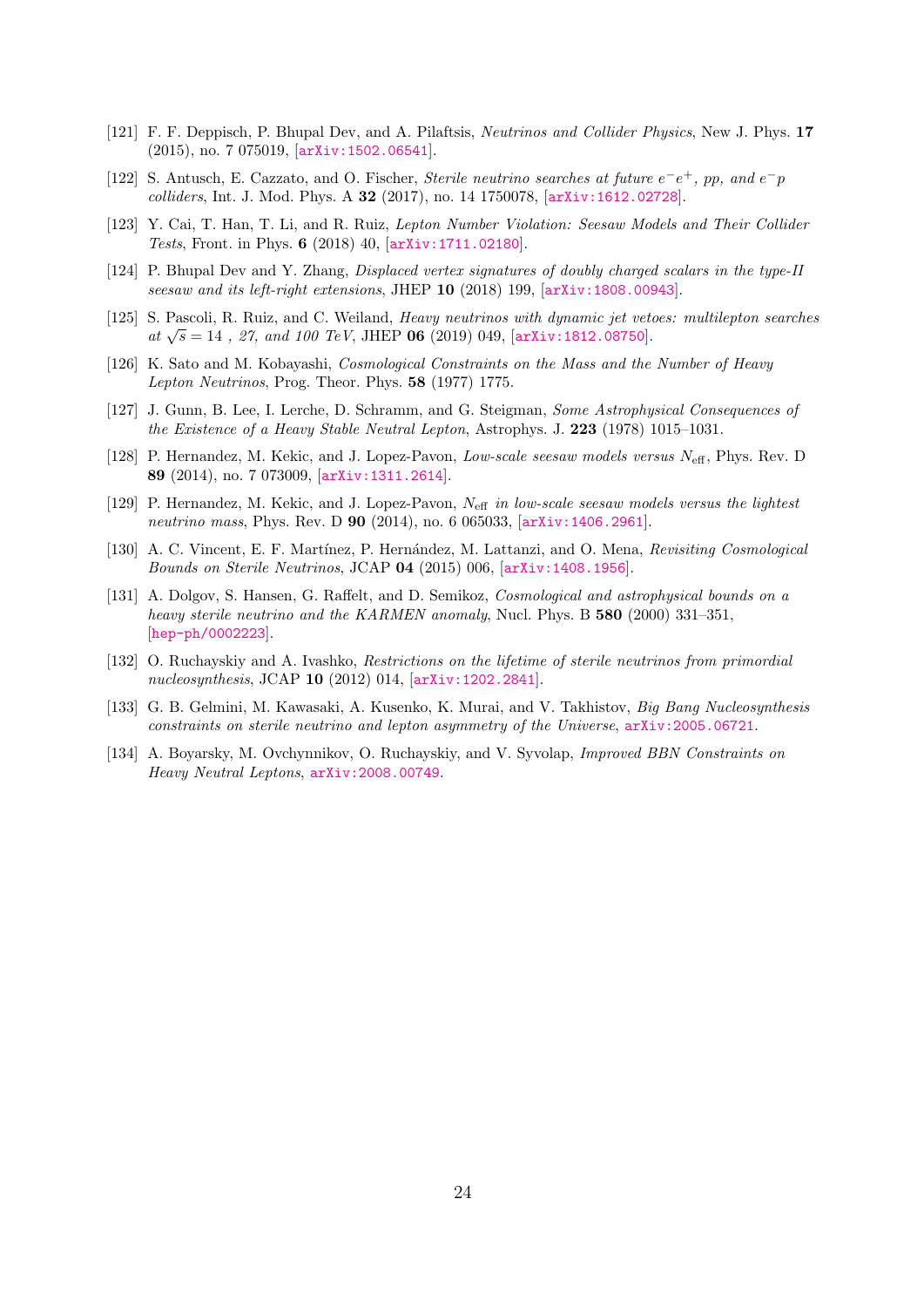[121] F. F. Deppisch, P. Bhupal Dev, and A. Pilaftsis, *Neutrinos and Collider Physics*, New J. Phys. **17** (2015), no. 7 075019, [arXiv:1502.06541].

[122] S. Antusch, E. Cazzato, and O. Fischer, *Sterile neutrino searches at future $e^-e^+$, pp, and $e^-p$ colliders*, Int. J. Mod. Phys. A **32** (2017), no. 14 1750078, [arXiv:1612.02728].

[123] Y. Cai, T. Han, T. Li, and R. Ruiz, *Lepton Number Violation: Seesaw Models and Their Collider Tests*, Front. in Phys. **6** (2018) 40, [arXiv:1711.02180].

[124] P. Bhupal Dev and Y. Zhang, *Displaced vertex signatures of doubly charged scalars in the type-II seesaw and its left-right extensions*, JHEP **10** (2018) 199, [arXiv:1808.00943].

[125] S. Pascoli, R. Ruiz, and C. Weiland, *Heavy neutrinos with dynamic jet vetoes: multilepton searches at $\sqrt{s} = 14$ , 27, and 100 TeV*, JHEP **06** (2019) 049, [arXiv:1812.08750].

[126] K. Sato and M. Kobayashi, *Cosmological Constraints on the Mass and the Number of Heavy Lepton Neutrinos*, Prog. Theor. Phys. **58** (1977) 1775.

[127] J. Gunn, B. Lee, I. Lerche, D. Schramm, and G. Steigman, *Some Astrophysical Consequences of the Existence of a Heavy Stable Neutral Lepton*, Astrophys. J. **223** (1978) 1015–1031.

[128] P. Hernandez, M. Kekic, and J. Lopez-Pavon, *Low-scale seesaw models versus $N_{\rm eff}$*, Phys. Rev. D **89** (2014), no. 7 073009, [arXiv:1311.2614].

[129] P. Hernandez, M. Kekic, and J. Lopez-Pavon, *$N_{\rm eff}$ in low-scale seesaw models versus the lightest neutrino mass*, Phys. Rev. D **90** (2014), no. 6 065033, [arXiv:1406.2961].

[130] A. C. Vincent, E. F. Martínez, P. Hernández, M. Lattanzi, and O. Mena, *Revisiting Cosmological Bounds on Sterile Neutrinos*, JCAP **04** (2015) 006, [arXiv:1408.1956].

[131] A. Dolgov, S. Hansen, G. Raffelt, and D. Semikoz, *Cosmological and astrophysical bounds on a heavy sterile neutrino and the KARMEN anomaly*, Nucl. Phys. B **580** (2000) 331–351, [hep-ph/0002223].

[132] O. Ruchayskiy and A. Ivashko, *Restrictions on the lifetime of sterile neutrinos from primordial nucleosynthesis*, JCAP **10** (2012) 014, [arXiv:1202.2841].

[133] G. B. Gelmini, M. Kawasaki, A. Kusenko, K. Murai, and V. Takhistov, *Big Bang Nucleosynthesis constraints on sterile neutrino and lepton asymmetry of the Universe*, arXiv:2005.06721.

[134] A. Boyarsky, M. Ovchynnikov, O. Ruchayskiy, and V. Syvolap, *Improved BBN Constraints on Heavy Neutral Leptons*, arXiv:2008.00749.